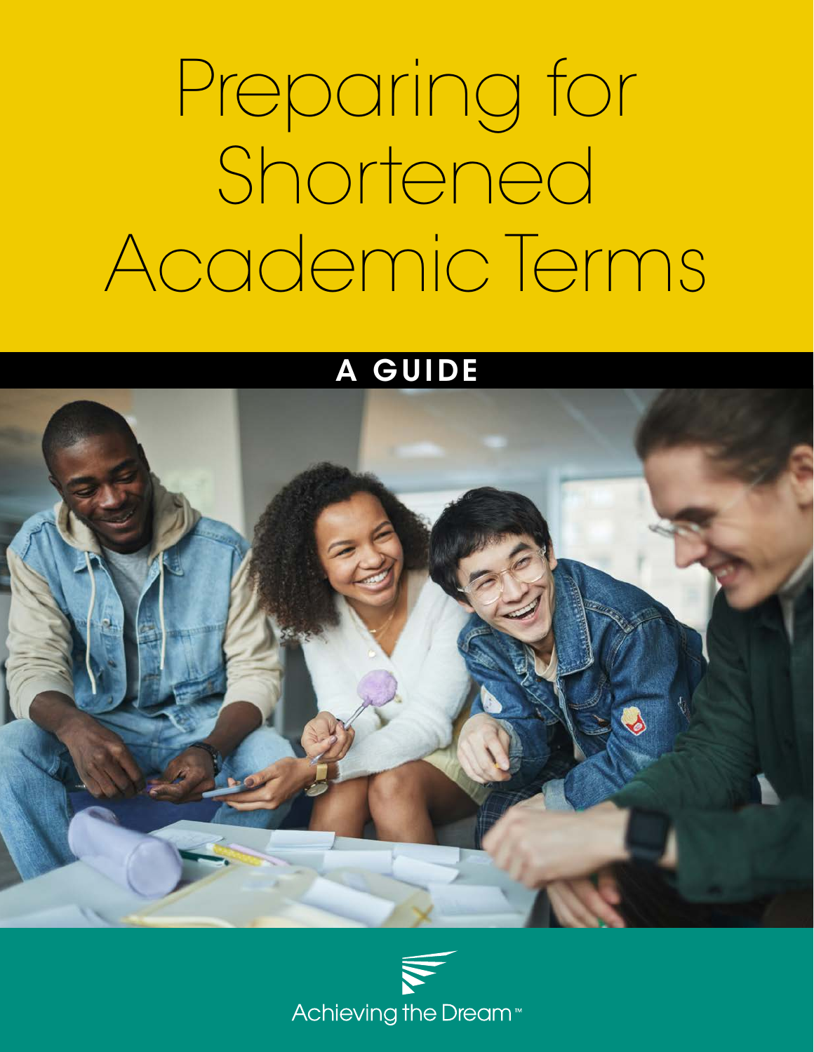# Preparing for Shortened Academic Terms

## A GUIDE

Achieving the Dream™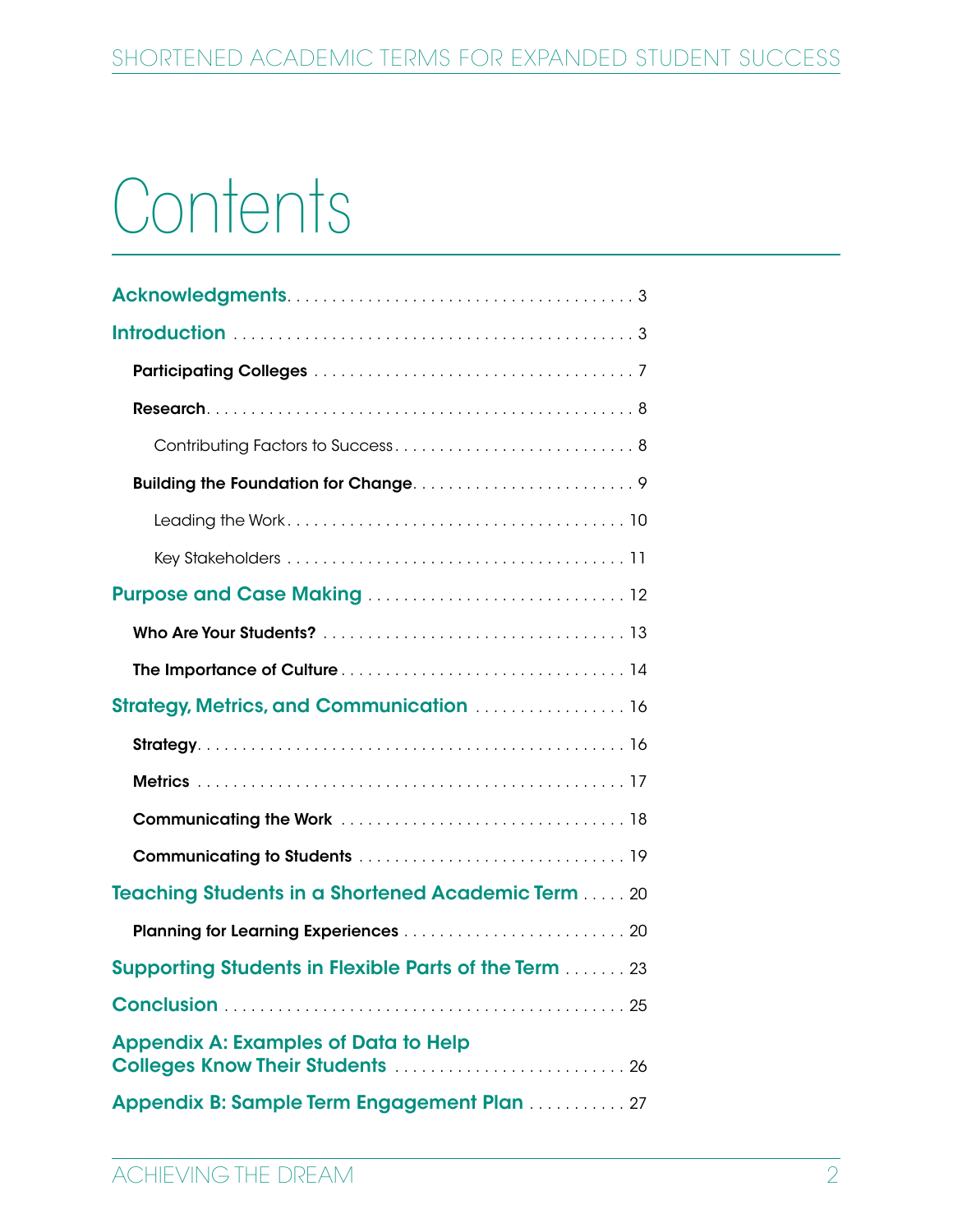# Contents

**Acknowledgments** . . . . . . . . . . . . . . . . . . . . . . . . . . . . . . . . . . . . . . . 3

**Introduction** . . . . . . . . . . . . . . . . . . . . . . . . . . . . . . . . . . . . . . . . . . . . . 3

- **Participating Colleges** . . . . . . . . . . . . . . . . . . . . . . . . . . . . . . . . . . . . 7
- **Research** . . . . . . . . . . . . . . . . . . . . . . . . . . . . . . . . . . . . . . . . . . . . . . 8
  - Contributing Factors to Success . . . . . . . . . . . . . . . . . . . . . . . . . . . 8
- **Building the Foundation for Change** . . . . . . . . . . . . . . . . . . . . . . . . . 9
  - Leading the Work . . . . . . . . . . . . . . . . . . . . . . . . . . . . . . . . . . . . . 10
  - Key Stakeholders . . . . . . . . . . . . . . . . . . . . . . . . . . . . . . . . . . . . . 11

**Purpose and Case Making** . . . . . . . . . . . . . . . . . . . . . . . . . . . . . . 12

- **Who Are Your Students?** . . . . . . . . . . . . . . . . . . . . . . . . . . . . . . . . . 13
- **The Importance of Culture** . . . . . . . . . . . . . . . . . . . . . . . . . . . . . . . . 14

**Strategy, Metrics, and Communication** . . . . . . . . . . . . . . . . . 16

- **Strategy** . . . . . . . . . . . . . . . . . . . . . . . . . . . . . . . . . . . . . . . . . . . . . . 16
- **Metrics** . . . . . . . . . . . . . . . . . . . . . . . . . . . . . . . . . . . . . . . . . . . . . . 17
- **Communicating the Work** . . . . . . . . . . . . . . . . . . . . . . . . . . . . . . . . 18
- **Communicating to Students** . . . . . . . . . . . . . . . . . . . . . . . . . . . . . . 19

**Teaching Students in a Shortened Academic Term** . . . . . 20

- **Planning for Learning Experiences** . . . . . . . . . . . . . . . . . . . . . . . . . 20

**Supporting Students in Flexible Parts of the Term** . . . . . . . 23

**Conclusion** . . . . . . . . . . . . . . . . . . . . . . . . . . . . . . . . . . . . . . . . . . . . 25

**Appendix A: Examples of Data to Help Colleges Know Their Students** . . . . . . . . . . . . . . . . . . . . . . . . . . 26

**Appendix B: Sample Term Engagement Plan** . . . . . . . . . . . 27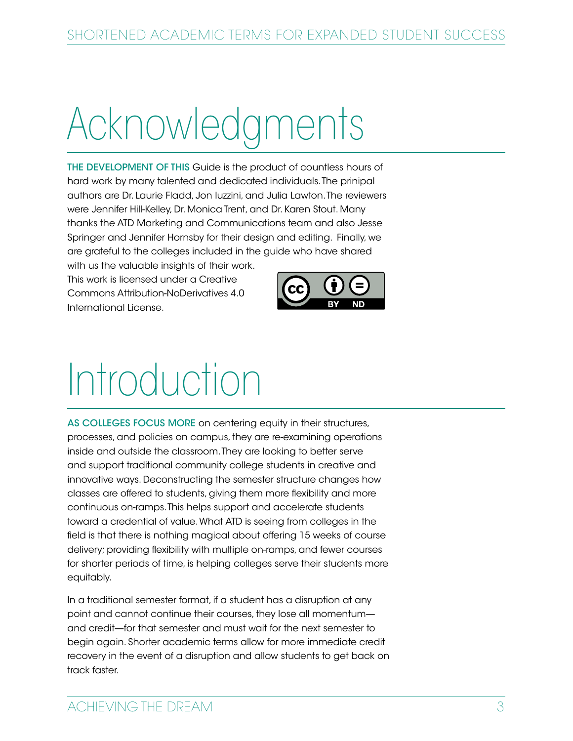# Acknowledgments

THE DEVELOPMENT OF THIS Guide is the product of countless hours of hard work by many talented and dedicated individuals. The pripipal authors are Dr. Laurie Fladd, Jon Iuzzini, and Julia Lawton. The reviewers were Jennifer Hill-Kelley, Dr. Monica Trent, and Dr. Karen Stout. Many thanks the ATD Marketing and Communications team and also Jesse Springer and Jennifer Hornsby for their design and editing. Finally, we are grateful to the colleges included in the guide who have shared with us the valuable insights of their work.

This work is licensed under a Creative Commons Attribution-NoDerivatives 4.0 International License.

# Introduction

AS COLLEGES FOCUS MORE on centering equity in their structures, processes, and policies on campus, they are re-examining operations inside and outside the classroom. They are looking to better serve and support traditional community college students in creative and innovative ways. Deconstructing the semester structure changes how classes are offered to students, giving them more flexibility and more continuous on-ramps. This helps support and accelerate students toward a credential of value. What ATD is seeing from colleges in the field is that there is nothing magical about offering 15 weeks of course delivery; providing flexibility with multiple on-ramps, and fewer courses for shorter periods of time, is helping colleges serve their students more equitably.

In a traditional semester format, if a student has a disruption at any point and cannot continue their courses, they lose all momentum—and credit—for that semester and must wait for the next semester to begin again. Shorter academic terms allow for more immediate credit recovery in the event of a disruption and allow students to get back on track faster.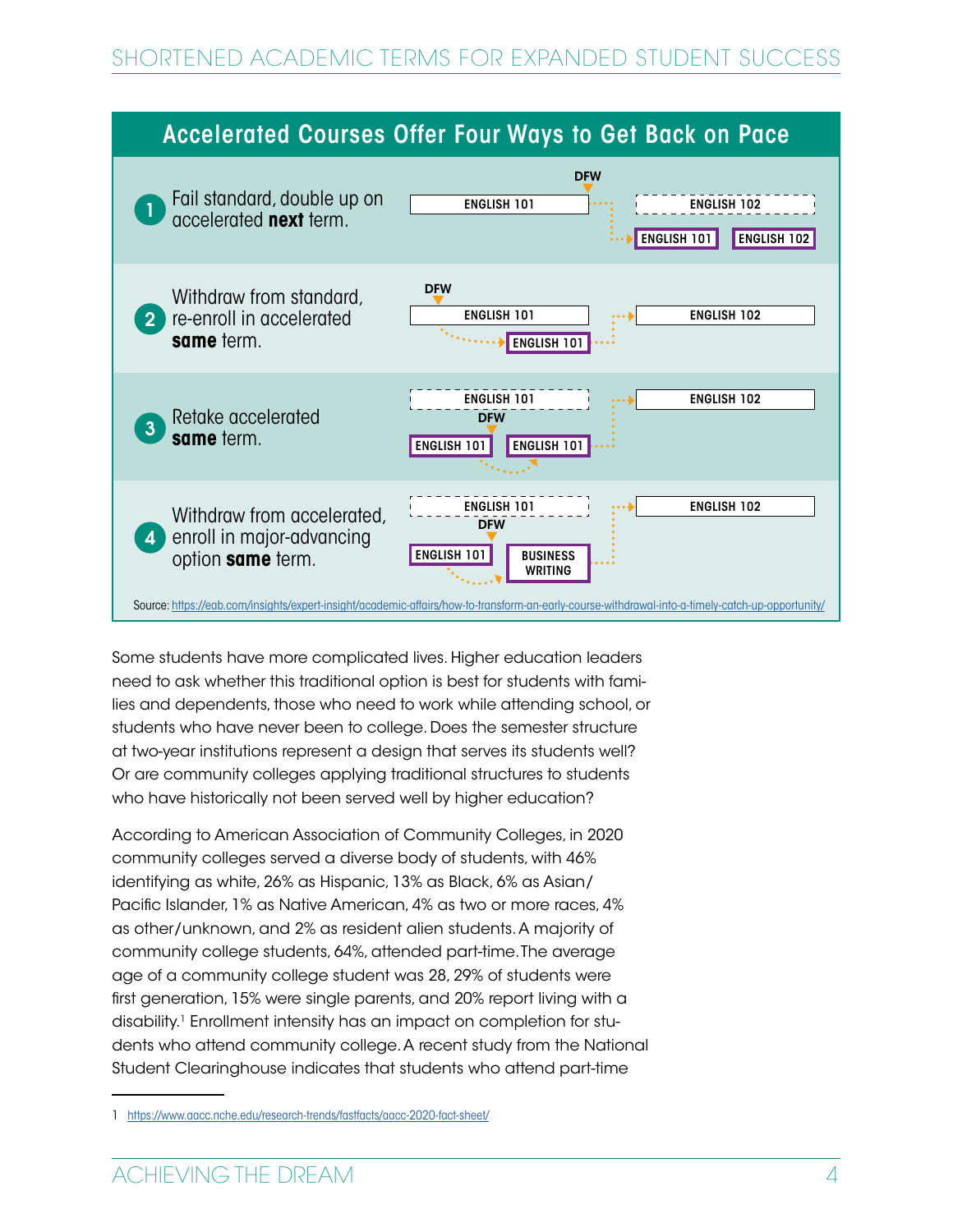## Accelerated Courses Offer Four Ways to Get Back on Pace

1. Fail standard, double up on accelerated **next** term.
   - ENGLISH 101 (DFW) → ENGLISH 101 + ENGLISH 102
2. Withdraw from standard, re-enroll in accelerated **same** term.
   - ENGLISH 101 (DFW) → ENGLISH 101 → ENGLISH 102
3. Retake accelerated **same** term.
   - ENGLISH 101 (DFW) → ENGLISH 101 → ENGLISH 102
4. Withdraw from accelerated, enroll in major-advancing option **same** term.
   - ENGLISH 101 (DFW) → BUSINESS WRITING → ENGLISH 102

Source: https://eab.com/insights/expert-insight/academic-affairs/how-to-transform-an-early-course-withdrawal-into-a-timely-catch-up-opportunity/

Some students have more complicated lives. Higher education leaders need to ask whether this traditional option is best for students with families and dependents, those who need to work while attending school, or students who have never been to college. Does the semester structure at two-year institutions represent a design that serves its students well? Or are community colleges applying traditional structures to students who have historically not been served well by higher education?

According to American Association of Community Colleges, in 2020 community colleges served a diverse body of students, with 46% identifying as white, 26% as Hispanic, 13% as Black, 6% as Asian/Pacific Islander, 1% as Native American, 4% as two or more races, 4% as other/unknown, and 2% as resident alien students. A majority of community college students, 64%, attended part-time. The average age of a community college student was 28, 29% of students were first generation, 15% were single parents, and 20% report living with a disability.[1] Enrollment intensity has an impact on completion for students who attend community college. A recent study from the National Student Clearinghouse indicates that students who attend part-time

1 https://www.aacc.nche.edu/research-trends/fastfacts/aacc-2020-fact-sheet/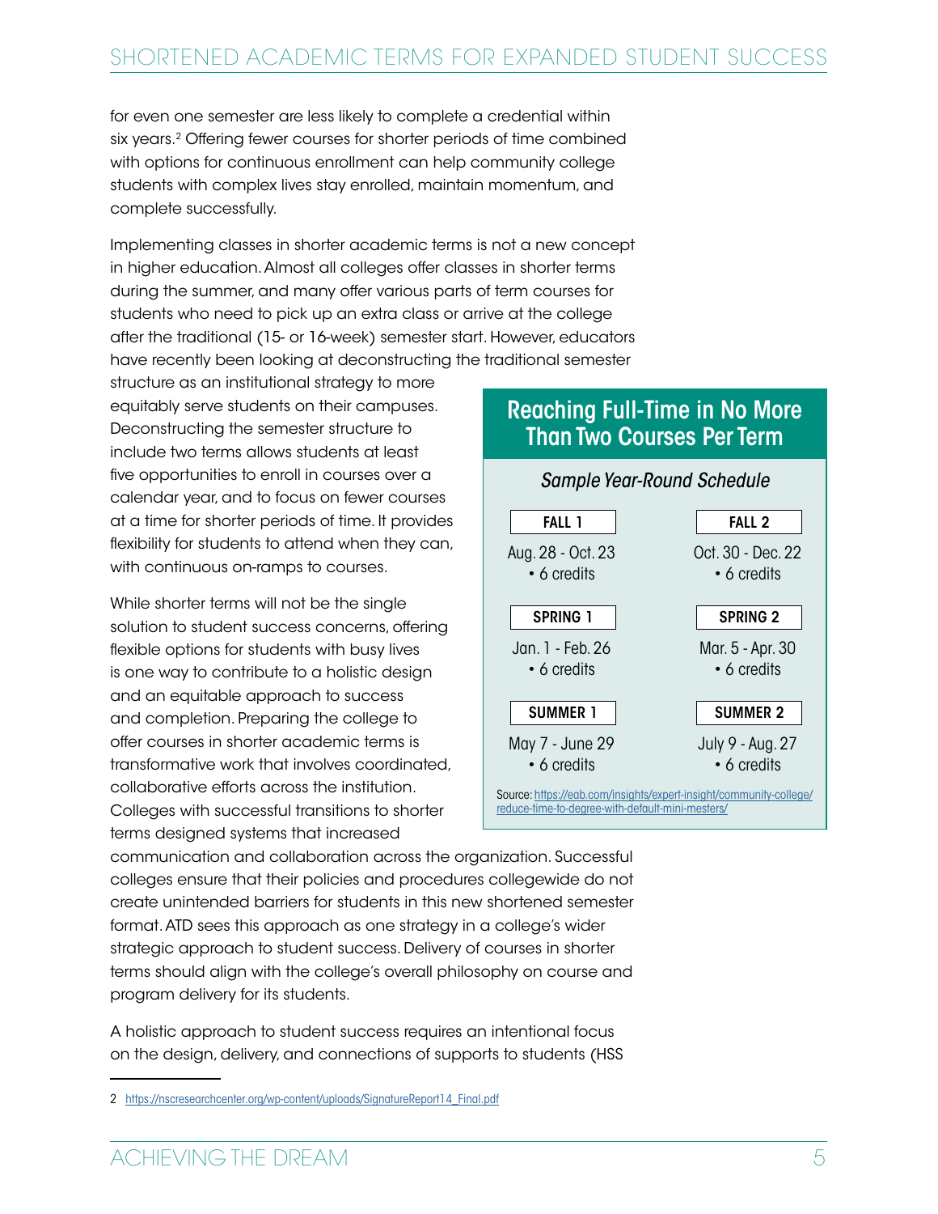for even one semester are less likely to complete a credential within six years.[2] Offering fewer courses for shorter periods of time combined with options for continuous enrollment can help community college students with complex lives stay enrolled, maintain momentum, and complete successfully.

Implementing classes in shorter academic terms is not a new concept in higher education. Almost all colleges offer classes in shorter terms during the summer, and many offer various parts of term courses for students who need to pick up an extra class or arrive at the college after the traditional (15- or 16-week) semester start. However, educators have recently been looking at deconstructing the traditional semester structure as an institutional strategy to more equitably serve students on their campuses. Deconstructing the semester structure to include two terms allows students at least five opportunities to enroll in courses over a calendar year, and to focus on fewer courses at a time for shorter periods of time. It provides flexibility for students to attend when they can, with continuous on-ramps to courses.

While shorter terms will not be the single solution to student success concerns, offering flexible options for students with busy lives is one way to contribute to a holistic design and an equitable approach to success and completion. Preparing the college to offer courses in shorter academic terms is transformative work that involves coordinated, collaborative efforts across the institution. Colleges with successful transitions to shorter terms designed systems that increased communication and collaboration across the organization. Successful colleges ensure that their policies and procedures collegewide do not create unintended barriers for students in this new shortened semester format. ATD sees this approach as one strategy in a college's wider strategic approach to student success. Delivery of courses in shorter terms should align with the college's overall philosophy on course and program delivery for its students.

A holistic approach to student success requires an intentional focus on the design, delivery, and connections of supports to students (HSS

## Reaching Full-Time in No More Than Two Courses Per Term

*Sample Year-Round Schedule*

| FALL 1 | FALL 2 |
|---|---|
| Aug. 28 - Oct. 23 • 6 credits | Oct. 30 - Dec. 22 • 6 credits |
| **SPRING 1** | **SPRING 2** |
| Jan. 1 - Feb. 26 • 6 credits | Mar. 5 - Apr. 30 • 6 credits |
| **SUMMER 1** | **SUMMER 2** |
| May 7 - June 29 • 6 credits | July 9 - Aug. 27 • 6 credits |

Source: https://eab.com/insights/expert-insight/community-college/reduce-time-to-degree-with-default-mini-mesters/

---

2 https://nscresearchcenter.org/wp-content/uploads/SignatureReport14_Final.pdf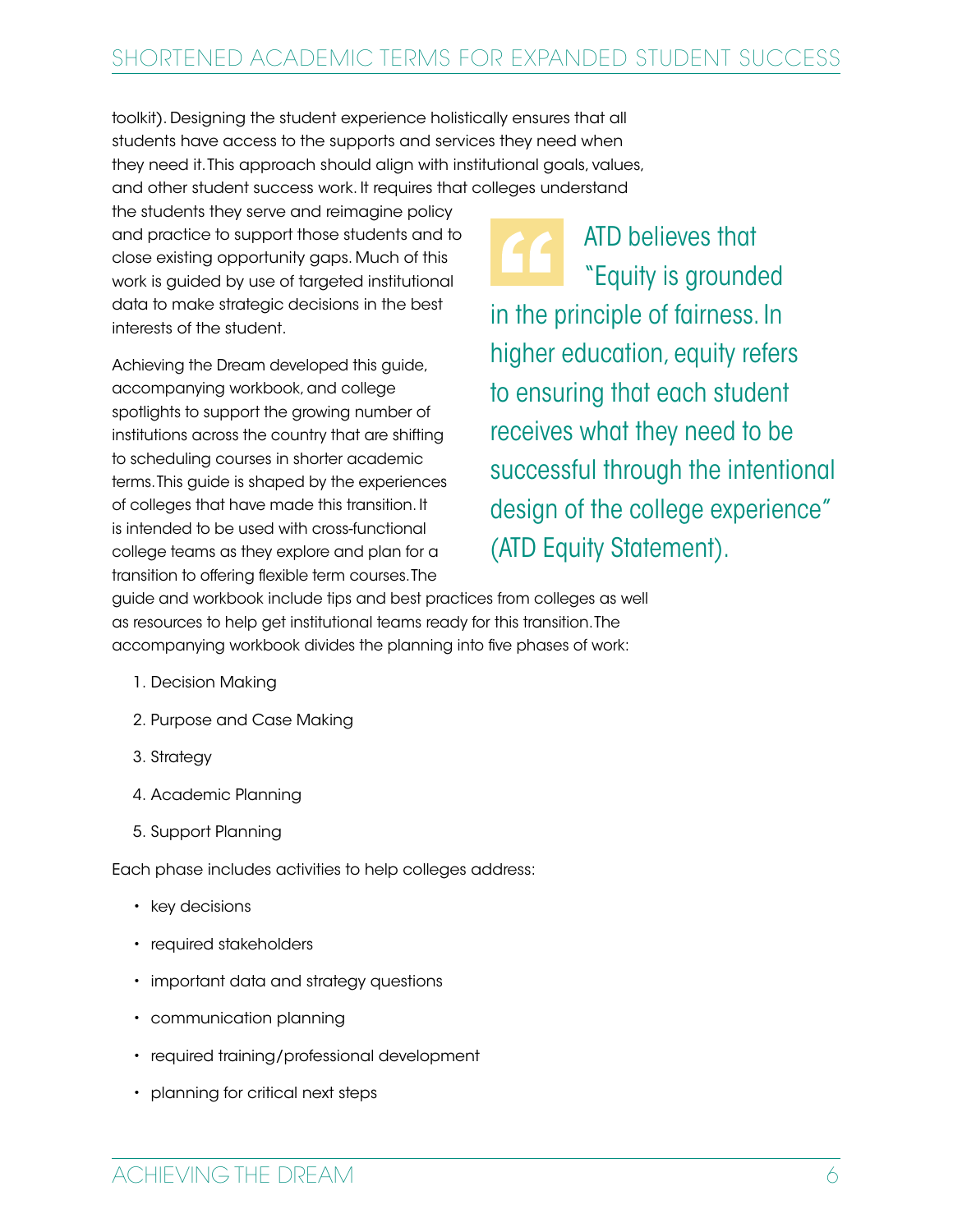toolkit). Designing the student experience holistically ensures that all students have access to the supports and services they need when they need it. This approach should align with institutional goals, values, and other student success work. It requires that colleges understand the students they serve and reimagine policy and practice to support those students and to close existing opportunity gaps. Much of this work is guided by use of targeted institutional data to make strategic decisions in the best interests of the student.

> ATD believes that "Equity is grounded in the principle of fairness. In higher education, equity refers to ensuring that each student receives what they need to be successful through the intentional design of the college experience" (ATD Equity Statement).

Achieving the Dream developed this guide, accompanying workbook, and college spotlights to support the growing number of institutions across the country that are shifting to scheduling courses in shorter academic terms. This guide is shaped by the experiences of colleges that have made this transition. It is intended to be used with cross-functional college teams as they explore and plan for a transition to offering flexible term courses. The guide and workbook include tips and best practices from colleges as well as resources to help get institutional teams ready for this transition. The accompanying workbook divides the planning into five phases of work:

1. Decision Making
2. Purpose and Case Making
3. Strategy
4. Academic Planning
5. Support Planning

Each phase includes activities to help colleges address:

- key decisions
- required stakeholders
- important data and strategy questions
- communication planning
- required training/professional development
- planning for critical next steps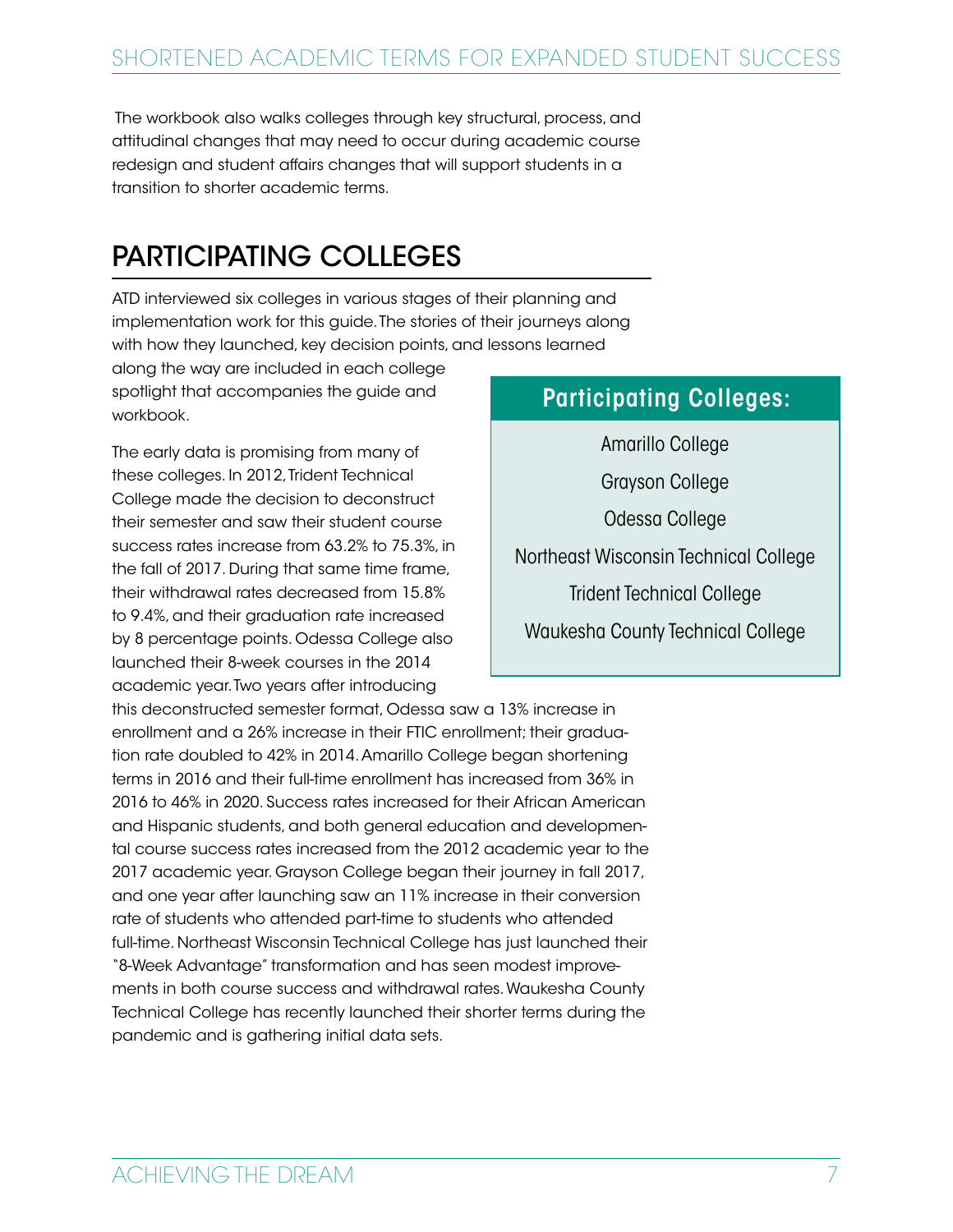The workbook also walks colleges through key structural, process, and attitudinal changes that may need to occur during academic course redesign and student affairs changes that will support students in a transition to shorter academic terms.

## PARTICIPATING COLLEGES

ATD interviewed six colleges in various stages of their planning and implementation work for this guide. The stories of their journeys along with how they launched, key decision points, and lessons learned along the way are included in each college spotlight that accompanies the guide and workbook.

The early data is promising from many of these colleges. In 2012, Trident Technical College made the decision to deconstruct their semester and saw their student course success rates increase from 63.2% to 75.3%, in the fall of 2017. During that same time frame, their withdrawal rates decreased from 15.8% to 9.4%, and their graduation rate increased by 8 percentage points. Odessa College also launched their 8-week courses in the 2014 academic year. Two years after introducing this deconstructed semester format, Odessa saw a 13% increase in enrollment and a 26% increase in their FTIC enrollment; their graduation rate doubled to 42% in 2014. Amarillo College began shortening terms in 2016 and their full-time enrollment has increased from 36% in 2016 to 46% in 2020. Success rates increased for their African American and Hispanic students, and both general education and developmental course success rates increased from the 2012 academic year to the 2017 academic year. Grayson College began their journey in fall 2017, and one year after launching saw an 11% increase in their conversion rate of students who attended part-time to students who attended full-time. Northeast Wisconsin Technical College has just launched their "8-Week Advantage" transformation and has seen modest improvements in both course success and withdrawal rates. Waukesha County Technical College has recently launched their shorter terms during the pandemic and is gathering initial data sets.

**Participating Colleges:**

- Amarillo College
- Grayson College
- Odessa College
- Northeast Wisconsin Technical College
- Trident Technical College
- Waukesha County Technical College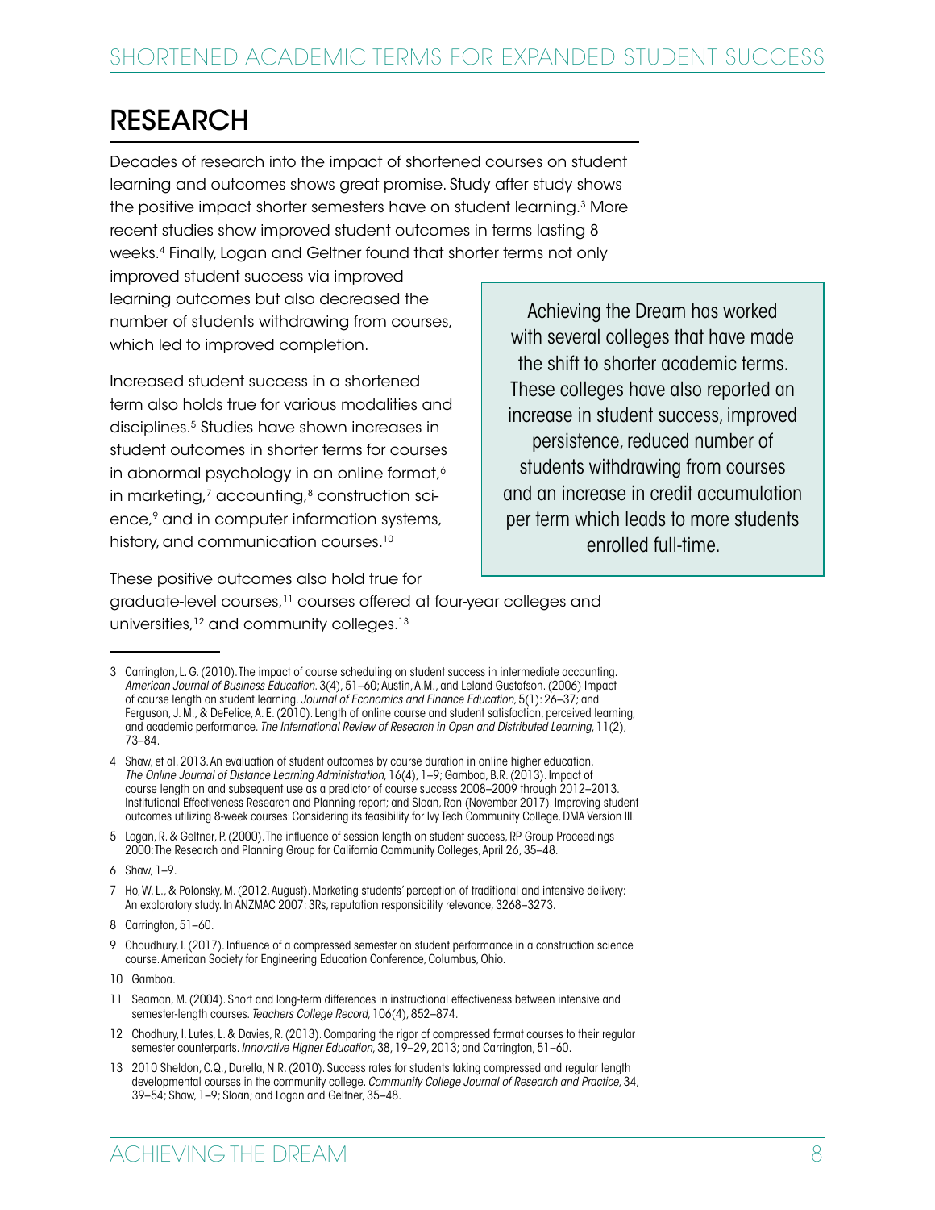# RESEARCH

Decades of research into the impact of shortened courses on student learning and outcomes shows great promise. Study after study shows the positive impact shorter semesters have on student learning.[3] More recent studies show improved student outcomes in terms lasting 8 weeks.[4] Finally, Logan and Geltner found that shorter terms not only improved student success via improved learning outcomes but also decreased the number of students withdrawing from courses, which led to improved completion.

Increased student success in a shortened term also holds true for various modalities and disciplines.[5] Studies have shown increases in student outcomes in shorter terms for courses in abnormal psychology in an online format,[6] in marketing,[7] accounting,[8] construction science,[9] and in computer information systems, history, and communication courses.[10]

These positive outcomes also hold true for graduate-level courses,[11] courses offered at four-year colleges and universities,[12] and community colleges.[13]

> Achieving the Dream has worked with several colleges that have made the shift to shorter academic terms. These colleges have also reported an increase in student success, improved persistence, reduced number of students withdrawing from courses and an increase in credit accumulation per term which leads to more students enrolled full-time.

---

3 Carrington, L. G. (2010). The impact of course scheduling on student success in intermediate accounting. *American Journal of Business Education.* 3(4), 51–60; Austin, A.M., and Leland Gustafson. (2006) Impact of course length on student learning. *Journal of Economics and Finance Education,* 5(1): 26–37; and Ferguson, J. M., & DeFelice, A. E. (2010). Length of online course and student satisfaction, perceived learning, and academic performance. *The International Review of Research in Open and Distributed Learning,* 11(2), 73–84.

4 Shaw, et al. 2013. An evaluation of student outcomes by course duration in online higher education. *The Online Journal of Distance Learning Administration,* 16(4), 1–9; Gamboa, B.R. (2013). Impact of course length on and subsequent use as a predictor of course success 2008–2009 through 2012–2013. Institutional Effectiveness Research and Planning report; and Sloan, Ron (November 2017). Improving student outcomes utilizing 8-week courses: Considering its feasibility for Ivy Tech Community College, DMA Version III.

5 Logan, R. & Geltner, P. (2000). The influence of session length on student success, RP Group Proceedings 2000: The Research and Planning Group for California Community Colleges, April 26, 35–48.

6 Shaw, 1–9.

7 Ho, W. L., & Polonsky, M. (2012, August). Marketing students' perception of traditional and intensive delivery: An exploratory study. In ANZMAC 2007: 3Rs, reputation responsibility relevance, 3268–3273.

8 Carrington, 51–60.

9 Choudhury, I. (2017). Influence of a compressed semester on student performance in a construction science course. American Society for Engineering Education Conference, Columbus, Ohio.

10 Gamboa.

11 Seamon, M. (2004). Short and long-term differences in instructional effectiveness between intensive and semester-length courses. *Teachers College Record,* 106(4), 852–874.

12 Chodhury, I. Lutes, L. & Davies, R. (2013). Comparing the rigor of compressed format courses to their regular semester counterparts. *Innovative Higher Education,* 38, 19–29, 2013; and Carrington, 51–60.

13 2010 Sheldon, C.Q., Durella, N.R. (2010). Success rates for students taking compressed and regular length developmental courses in the community college. *Community College Journal of Research and Practice,* 34, 39–54; Shaw, 1–9; Sloan; and Logan and Geltner, 35–48.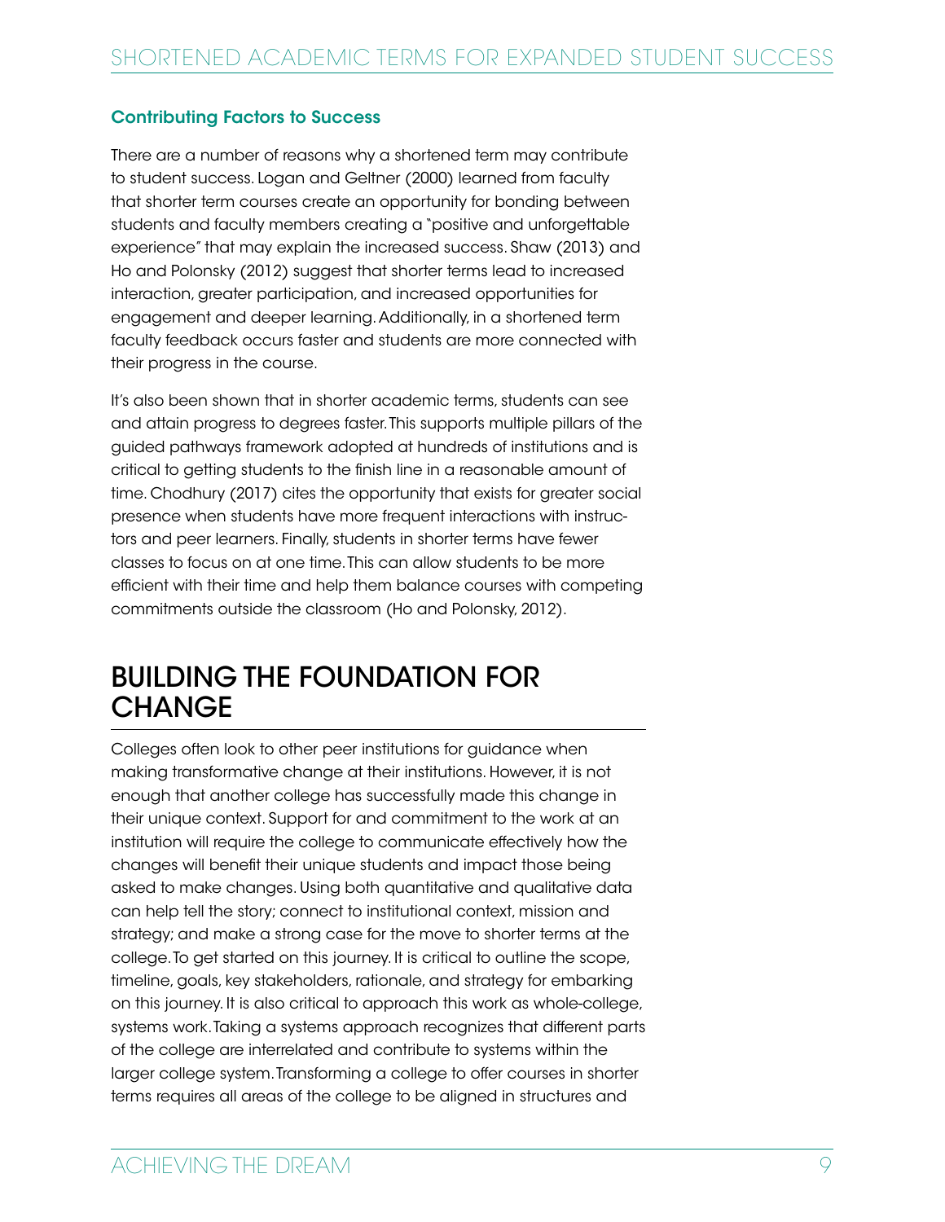### Contributing Factors to Success

There are a number of reasons why a shortened term may contribute to student success. Logan and Geltner (2000) learned from faculty that shorter term courses create an opportunity for bonding between students and faculty members creating a "positive and unforgettable experience" that may explain the increased success. Shaw (2013) and Ho and Polonsky (2012) suggest that shorter terms lead to increased interaction, greater participation, and increased opportunities for engagement and deeper learning. Additionally, in a shortened term faculty feedback occurs faster and students are more connected with their progress in the course.

It's also been shown that in shorter academic terms, students can see and attain progress to degrees faster. This supports multiple pillars of the guided pathways framework adopted at hundreds of institutions and is critical to getting students to the finish line in a reasonable amount of time. Chodhury (2017) cites the opportunity that exists for greater social presence when students have more frequent interactions with instructors and peer learners. Finally, students in shorter terms have fewer classes to focus on at one time. This can allow students to be more efficient with their time and help them balance courses with competing commitments outside the classroom (Ho and Polonsky, 2012).

## BUILDING THE FOUNDATION FOR CHANGE

Colleges often look to other peer institutions for guidance when making transformative change at their institutions. However, it is not enough that another college has successfully made this change in their unique context. Support for and commitment to the work at an institution will require the college to communicate effectively how the changes will benefit their unique students and impact those being asked to make changes. Using both quantitative and qualitative data can help tell the story; connect to institutional context, mission and strategy; and make a strong case for the move to shorter terms at the college. To get started on this journey. It is critical to outline the scope, timeline, goals, key stakeholders, rationale, and strategy for embarking on this journey. It is also critical to approach this work as whole-college, systems work. Taking a systems approach recognizes that different parts of the college are interrelated and contribute to systems within the larger college system. Transforming a college to offer courses in shorter terms requires all areas of the college to be aligned in structures and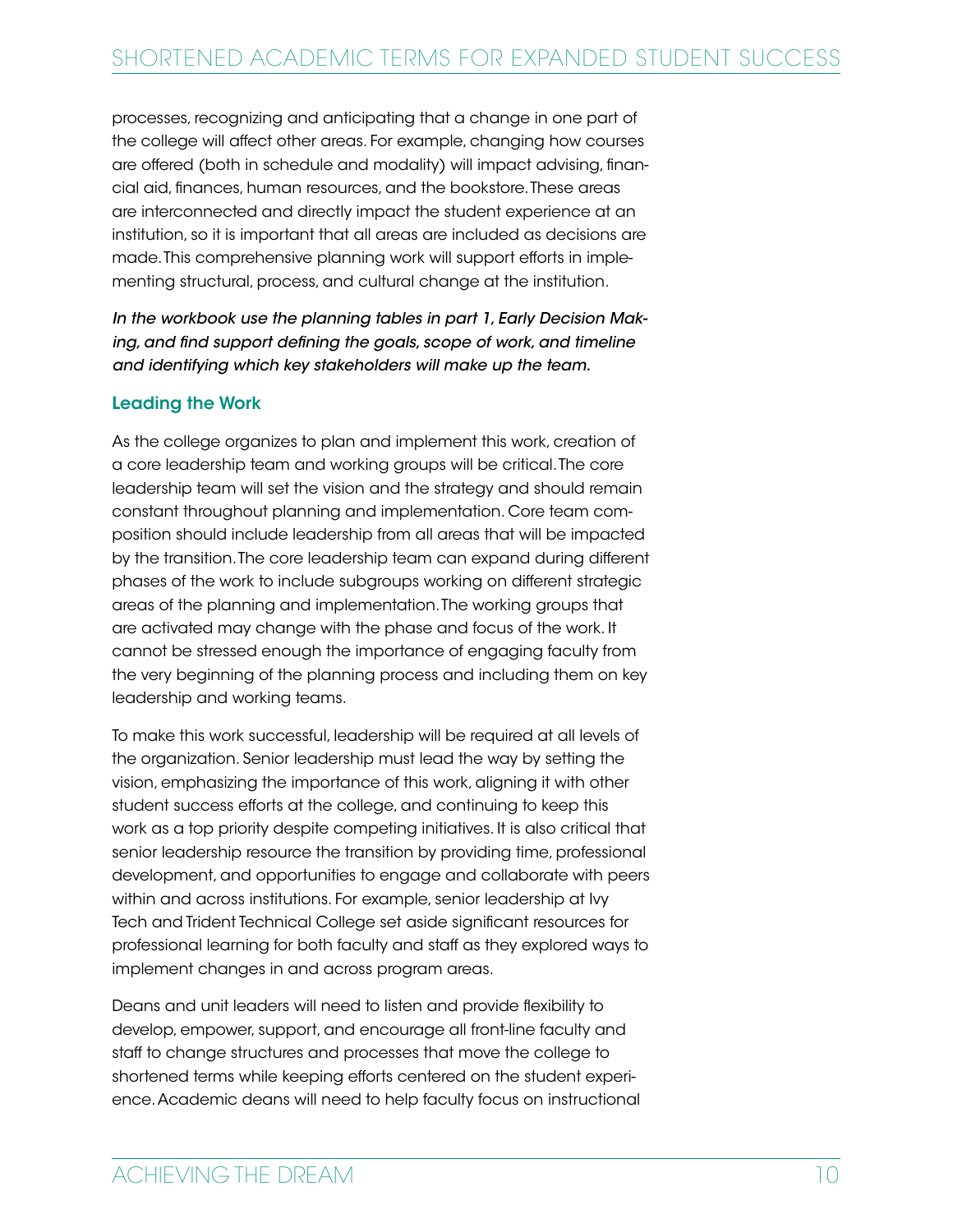processes, recognizing and anticipating that a change in one part of the college will affect other areas. For example, changing how courses are offered (both in schedule and modality) will impact advising, financial aid, finances, human resources, and the bookstore. These areas are interconnected and directly impact the student experience at an institution, so it is important that all areas are included as decisions are made. This comprehensive planning work will support efforts in implementing structural, process, and cultural change at the institution.

*In the workbook use the planning tables in part 1, Early Decision Making, and find support defining the goals, scope of work, and timeline and identifying which key stakeholders will make up the team.*

### Leading the Work

As the college organizes to plan and implement this work, creation of a core leadership team and working groups will be critical. The core leadership team will set the vision and the strategy and should remain constant throughout planning and implementation. Core team composition should include leadership from all areas that will be impacted by the transition. The core leadership team can expand during different phases of the work to include subgroups working on different strategic areas of the planning and implementation. The working groups that are activated may change with the phase and focus of the work. It cannot be stressed enough the importance of engaging faculty from the very beginning of the planning process and including them on key leadership and working teams.

To make this work successful, leadership will be required at all levels of the organization. Senior leadership must lead the way by setting the vision, emphasizing the importance of this work, aligning it with other student success efforts at the college, and continuing to keep this work as a top priority despite competing initiatives. It is also critical that senior leadership resource the transition by providing time, professional development, and opportunities to engage and collaborate with peers within and across institutions. For example, senior leadership at Ivy Tech and Trident Technical College set aside significant resources for professional learning for both faculty and staff as they explored ways to implement changes in and across program areas.

Deans and unit leaders will need to listen and provide flexibility to develop, empower, support, and encourage all front-line faculty and staff to change structures and processes that move the college to shortened terms while keeping efforts centered on the student experience. Academic deans will need to help faculty focus on instructional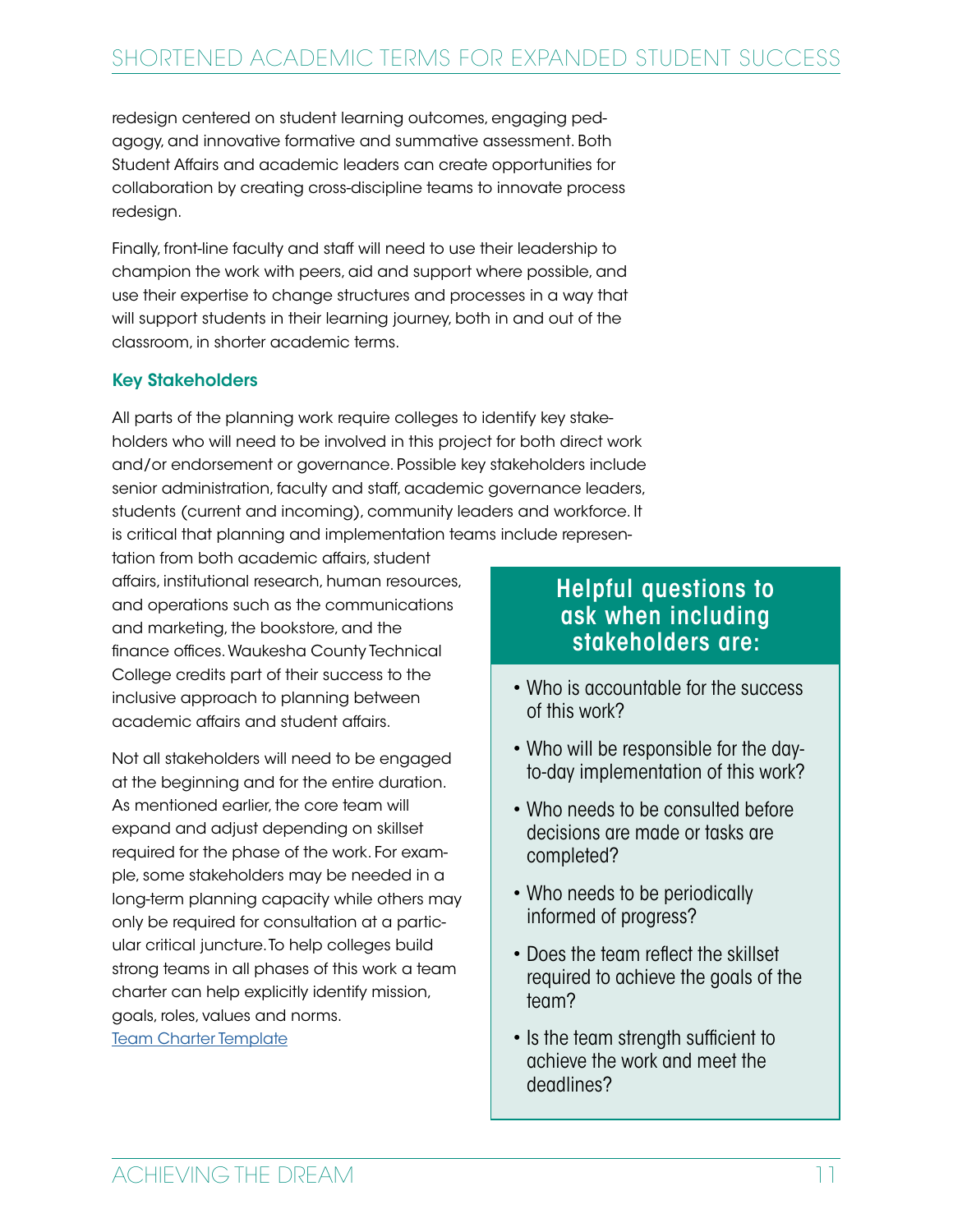redesign centered on student learning outcomes, engaging pedagogy, and innovative formative and summative assessment. Both Student Affairs and academic leaders can create opportunities for collaboration by creating cross-discipline teams to innovate process redesign.

Finally, front-line faculty and staff will need to use their leadership to champion the work with peers, aid and support where possible, and use their expertise to change structures and processes in a way that will support students in their learning journey, both in and out of the classroom, in shorter academic terms.

### Key Stakeholders

All parts of the planning work require colleges to identify key stakeholders who will need to be involved in this project for both direct work and/or endorsement or governance. Possible key stakeholders include senior administration, faculty and staff, academic governance leaders, students (current and incoming), community leaders and workforce. It is critical that planning and implementation teams include representation from both academic affairs, student affairs, institutional research, human resources, and operations such as the communications and marketing, the bookstore, and the finance offices. Waukesha County Technical College credits part of their success to the inclusive approach to planning between academic affairs and student affairs.

Not all stakeholders will need to be engaged at the beginning and for the entire duration. As mentioned earlier, the core team will expand and adjust depending on skillset required for the phase of the work. For example, some stakeholders may be needed in a long-term planning capacity while others may only be required for consultation at a particular critical juncture. To help colleges build strong teams in all phases of this work a team charter can help explicitly identify mission, goals, roles, values and norms.
Team Charter Template

#### Helpful questions to ask when including stakeholders are:

- Who is accountable for the success of this work?
- Who will be responsible for the day-to-day implementation of this work?
- Who needs to be consulted before decisions are made or tasks are completed?
- Who needs to be periodically informed of progress?
- Does the team reflect the skillset required to achieve the goals of the team?
- Is the team strength sufficient to achieve the work and meet the deadlines?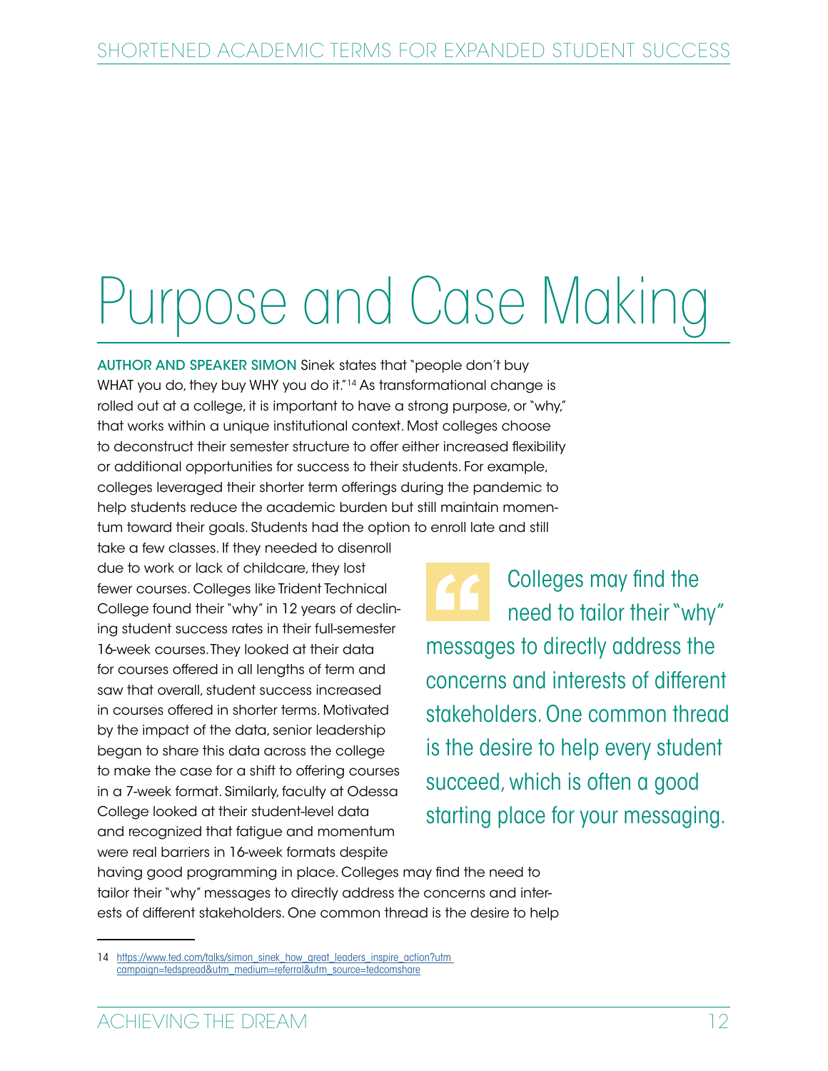# Purpose and Case Making

AUTHOR AND SPEAKER SIMON Sinek states that "people don't buy WHAT you do, they buy WHY you do it."[14] As transformational change is rolled out at a college, it is important to have a strong purpose, or "why," that works within a unique institutional context. Most colleges choose to deconstruct their semester structure to offer either increased flexibility or additional opportunities for success to their students. For example, colleges leveraged their shorter term offerings during the pandemic to help students reduce the academic burden but still maintain momentum toward their goals. Students had the option to enroll late and still take a few classes. If they needed to disenroll due to work or lack of childcare, they lost fewer courses. Colleges like Trident Technical College found their "why" in 12 years of declining student success rates in their full-semester 16-week courses. They looked at their data for courses offered in all lengths of term and saw that overall, student success increased in courses offered in shorter terms. Motivated by the impact of the data, senior leadership began to share this data across the college to make the case for a shift to offering courses in a 7-week format. Similarly, faculty at Odessa College looked at their student-level data and recognized that fatigue and momentum were real barriers in 16-week formats despite having good programming in place. Colleges may find the need to tailor their "why" messages to directly address the concerns and interests of different stakeholders. One common thread is the desire to help

> "Colleges may find the need to tailor their "why" messages to directly address the concerns and interests of different stakeholders. One common thread is the desire to help every student succeed, which is often a good starting place for your messaging.

---

14 https://www.ted.com/talks/simon_sinek_how_great_leaders_inspire_action?utm_campaign=tedspread&utm_medium=referral&utm_source=tedcomshare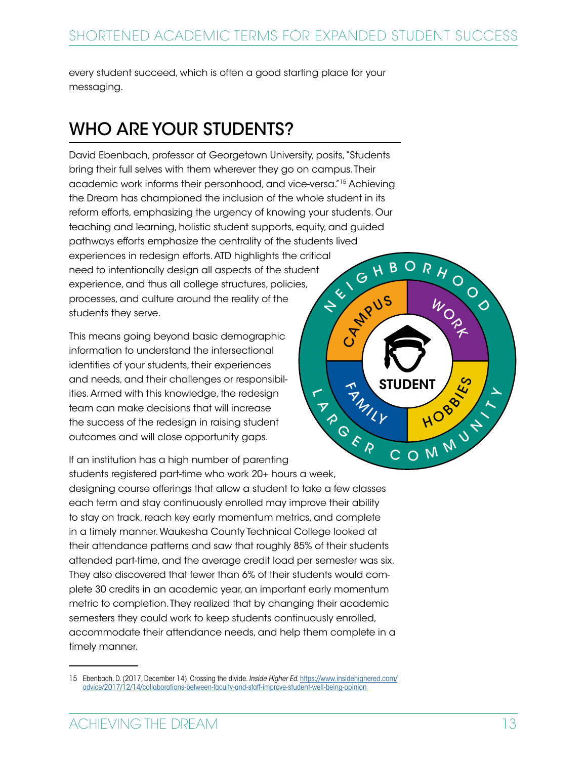every student succeed, which is often a good starting place for your messaging.

## WHO ARE YOUR STUDENTS?

David Ebenbach, professor at Georgetown University, posits, "Students bring their full selves with them wherever they go on campus. Their academic work informs their personhood, and vice-versa."[15] Achieving the Dream has championed the inclusion of the whole student in its reform efforts, emphasizing the urgency of knowing your students. Our teaching and learning, holistic student supports, equity, and guided pathways efforts emphasize the centrality of the students lived experiences in redesign efforts. ATD highlights the critical need to intentionally design all aspects of the student experience, and thus all college structures, policies, processes, and culture around the reality of the students they serve.

This means going beyond basic demographic information to understand the intersectional identities of your students, their experiences and needs, and their challenges or responsibilities. Armed with this knowledge, the redesign team can make decisions that will increase the success of the redesign in raising student outcomes and will close opportunity gaps.

If an institution has a high number of parenting students registered part-time who work 20+ hours a week, designing course offerings that allow a student to take a few classes each term and stay continuously enrolled may improve their ability to stay on track, reach key early momentum metrics, and complete in a timely manner. Waukesha County Technical College looked at their attendance patterns and saw that roughly 85% of their students attended part-time, and the average credit load per semester was six. They also discovered that fewer than 6% of their students would complete 30 credits in an academic year, an important early momentum metric to completion. They realized that by changing their academic semesters they could work to keep students continuously enrolled, accommodate their attendance needs, and help them complete in a timely manner.

---

15 Ebenbach, D. (2017, December 14). Crossing the divide. *Inside Higher Ed*. https://www.insidehighered.com/advice/2017/12/14/collaborations-between-faculty-and-staff-improve-student-well-being-opinion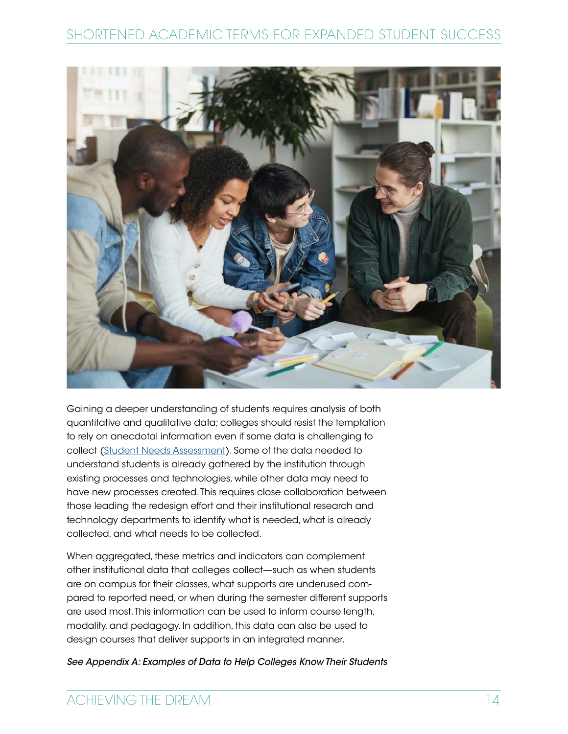Gaining a deeper understanding of students requires analysis of both quantitative and qualitative data; colleges should resist the temptation to rely on anecdotal information even if some data is challenging to collect ([Student Needs Assessment](#)). Some of the data needed to understand students is already gathered by the institution through existing processes and technologies, while other data may need to have new processes created. This requires close collaboration between those leading the redesign effort and their institutional research and technology departments to identify what is needed, what is already collected, and what needs to be collected.

When aggregated, these metrics and indicators can complement other institutional data that colleges collect—such as when students are on campus for their classes, what supports are underused compared to reported need, or when during the semester different supports are used most. This information can be used to inform course length, modality, and pedagogy. In addition, this data can also be used to design courses that deliver supports in an integrated manner.

*See Appendix A: Examples of Data to Help Colleges Know Their Students*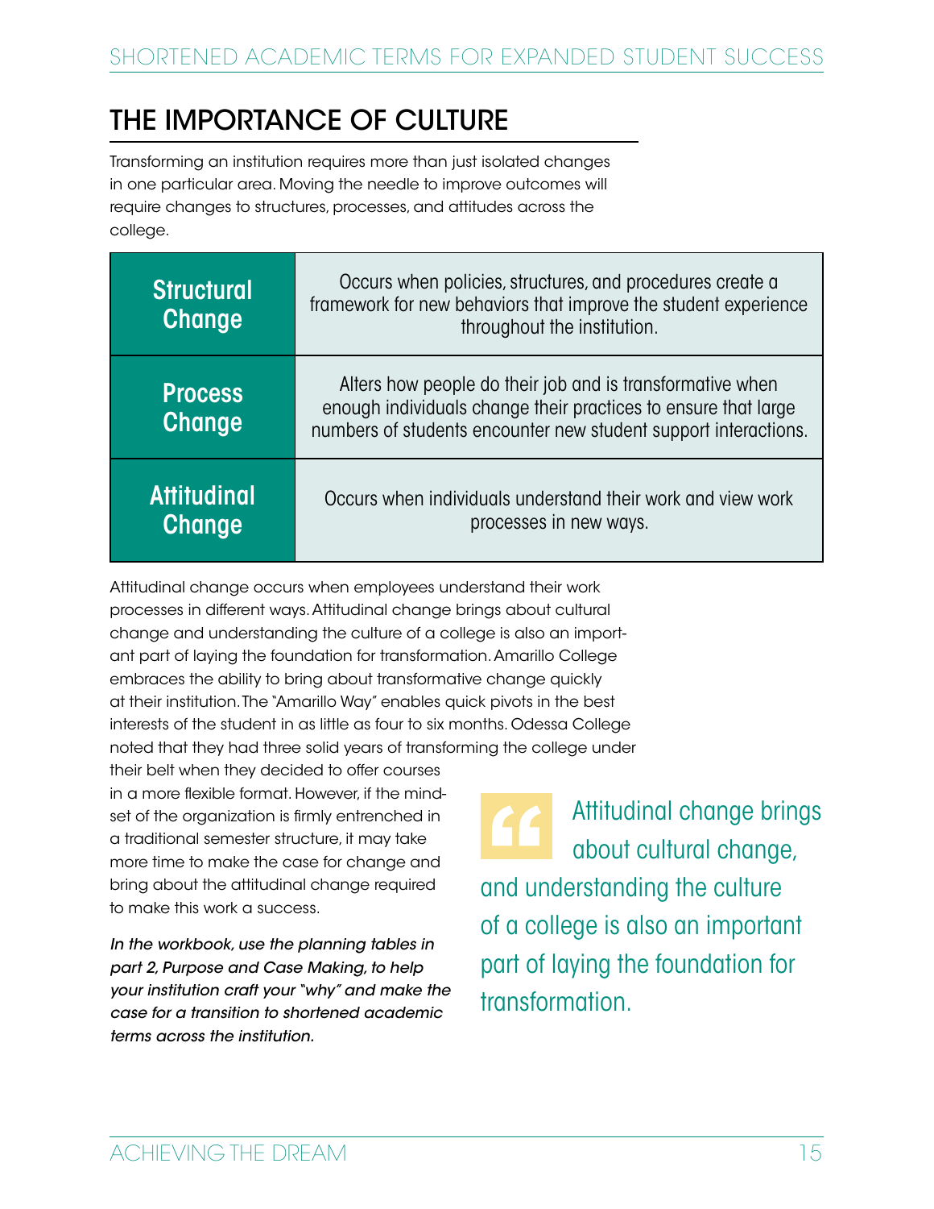## THE IMPORTANCE OF CULTURE

Transforming an institution requires more than just isolated changes in one particular area. Moving the needle to improve outcomes will require changes to structures, processes, and attitudes across the college.

| | |
|---|---|
| **Structural Change** | Occurs when policies, structures, and procedures create a framework for new behaviors that improve the student experience throughout the institution. |
| **Process Change** | Alters how people do their job and is transformative when enough individuals change their practices to ensure that large numbers of students encounter new student support interactions. |
| **Attitudinal Change** | Occurs when individuals understand their work and view work processes in new ways. |

Attitudinal change occurs when employees understand their work processes in different ways. Attitudinal change brings about cultural change and understanding the culture of a college is also an important part of laying the foundation for transformation. Amarillo College embraces the ability to bring about transformative change quickly at their institution. The "Amarillo Way" enables quick pivots in the best interests of the student in as little as four to six months. Odessa College noted that they had three solid years of transforming the college under their belt when they decided to offer courses in a more flexible format. However, if the mindset of the organization is firmly entrenched in a traditional semester structure, it may take more time to make the case for change and bring about the attitudinal change required to make this work a success.

> "Attitudinal change brings about cultural change, and understanding the culture of a college is also an important part of laying the foundation for transformation.

*In the workbook, use the planning tables in part 2, Purpose and Case Making, to help your institution craft your "why" and make the case for a transition to shortened academic terms across the institution.*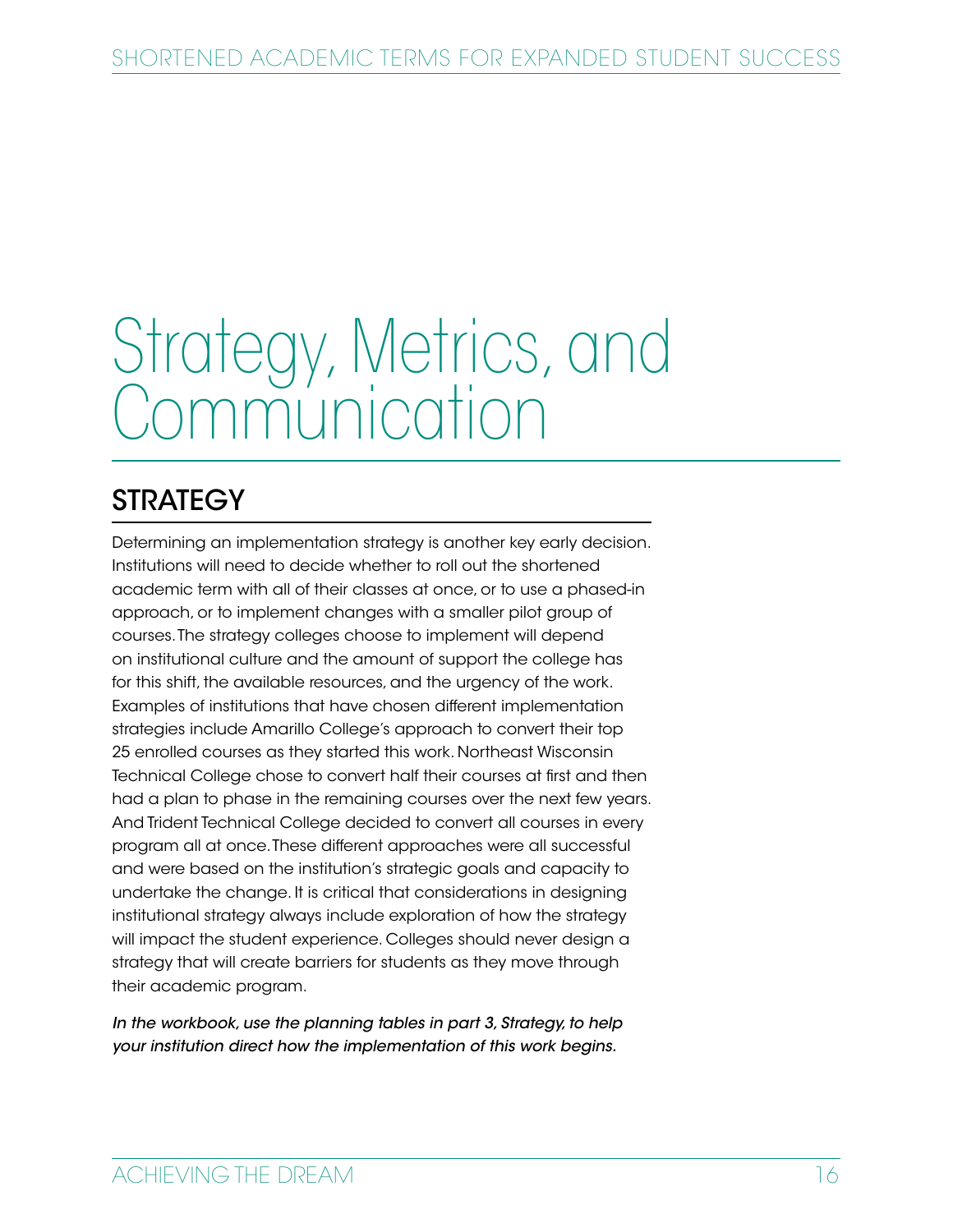# Strategy, Metrics, and Communication

## STRATEGY

Determining an implementation strategy is another key early decision. Institutions will need to decide whether to roll out the shortened academic term with all of their classes at once, or to use a phased-in approach, or to implement changes with a smaller pilot group of courses. The strategy colleges choose to implement will depend on institutional culture and the amount of support the college has for this shift, the available resources, and the urgency of the work. Examples of institutions that have chosen different implementation strategies include Amarillo College's approach to convert their top 25 enrolled courses as they started this work. Northeast Wisconsin Technical College chose to convert half their courses at first and then had a plan to phase in the remaining courses over the next few years. And Trident Technical College decided to convert all courses in every program all at once. These different approaches were all successful and were based on the institution's strategic goals and capacity to undertake the change. It is critical that considerations in designing institutional strategy always include exploration of how the strategy will impact the student experience. Colleges should never design a strategy that will create barriers for students as they move through their academic program.

*In the workbook, use the planning tables in part 3, Strategy, to help your institution direct how the implementation of this work begins.*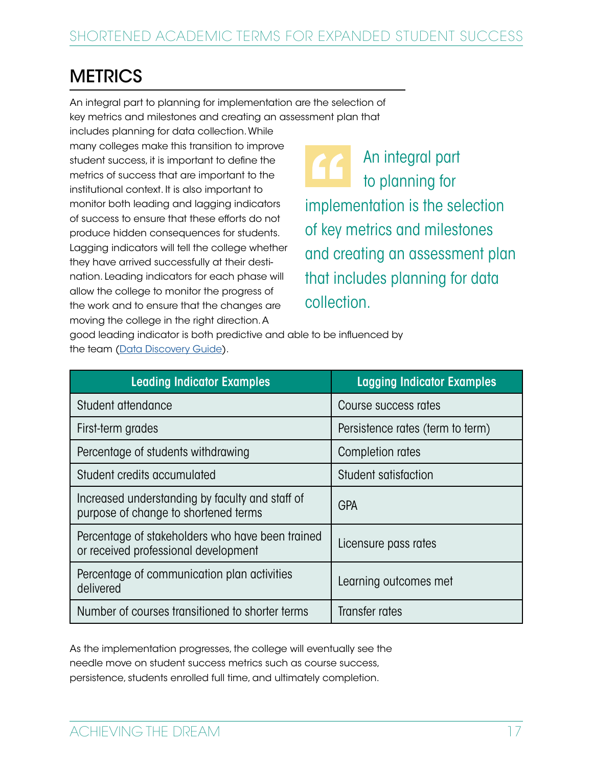## METRICS

An integral part to planning for implementation are the selection of key metrics and milestones and creating an assessment plan that includes planning for data collection. While many colleges make this transition to improve student success, it is important to define the metrics of success that are important to the institutional context. It is also important to monitor both leading and lagging indicators of success to ensure that these efforts do not produce hidden consequences for students. Lagging indicators will tell the college whether they have arrived successfully at their destination. Leading indicators for each phase will allow the college to monitor the progress of the work and to ensure that the changes are moving the college in the right direction. A good leading indicator is both predictive and able to be influenced by the team ([Data Discovery Guide](Data Discovery Guide)).

> "An integral part to planning for implementation is the selection of key metrics and milestones and creating an assessment plan that includes planning for data collection.

| Leading Indicator Examples | Lagging Indicator Examples |
|---|---|
| Student attendance | Course success rates |
| First-term grades | Persistence rates (term to term) |
| Percentage of students withdrawing | Completion rates |
| Student credits accumulated | Student satisfaction |
| Increased understanding by faculty and staff of purpose of change to shortened terms | GPA |
| Percentage of stakeholders who have been trained or received professional development | Licensure pass rates |
| Percentage of communication plan activities delivered | Learning outcomes met |
| Number of courses transitioned to shorter terms | Transfer rates |

As the implementation progresses, the college will eventually see the needle move on student success metrics such as course success, persistence, students enrolled full time, and ultimately completion.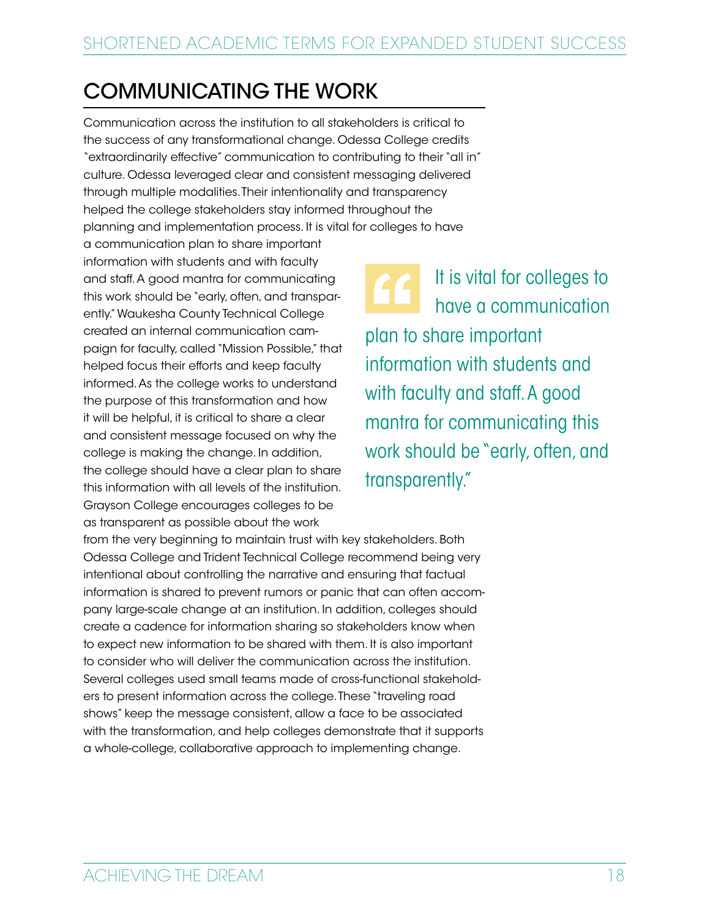## COMMUNICATING THE WORK

Communication across the institution to all stakeholders is critical to the success of any transformational change. Odessa College credits "extraordinarily effective" communication to contributing to their "all in" culture. Odessa leveraged clear and consistent messaging delivered through multiple modalities. Their intentionality and transparency helped the college stakeholders stay informed throughout the planning and implementation process. It is vital for colleges to have a communication plan to share important information with students and with faculty and staff. A good mantra for communicating this work should be "early, often, and transparently." Waukesha County Technical College created an internal communication campaign for faculty, called "Mission Possible," that helped focus their efforts and keep faculty informed. As the college works to understand the purpose of this transformation and how it will be helpful, it is critical to share a clear and consistent message focused on why the college is making the change. In addition, the college should have a clear plan to share this information with all levels of the institution. Grayson College encourages colleges to be as transparent as possible about the work from the very beginning to maintain trust with key stakeholders. Both Odessa College and Trident Technical College recommend being very intentional about controlling the narrative and ensuring that factual information is shared to prevent rumors or panic that can often accompany large-scale change at an institution. In addition, colleges should create a cadence for information sharing so stakeholders know when to expect new information to be shared with them. It is also important to consider who will deliver the communication across the institution. Several colleges used small teams made of cross-functional stakeholders to present information across the college. These "traveling road shows" keep the message consistent, allow a face to be associated with the transformation, and help colleges demonstrate that it supports a whole-college, collaborative approach to implementing change.

> It is vital for colleges to have a communication plan to share important information with students and with faculty and staff. A good mantra for communicating this work should be "early, often, and transparently."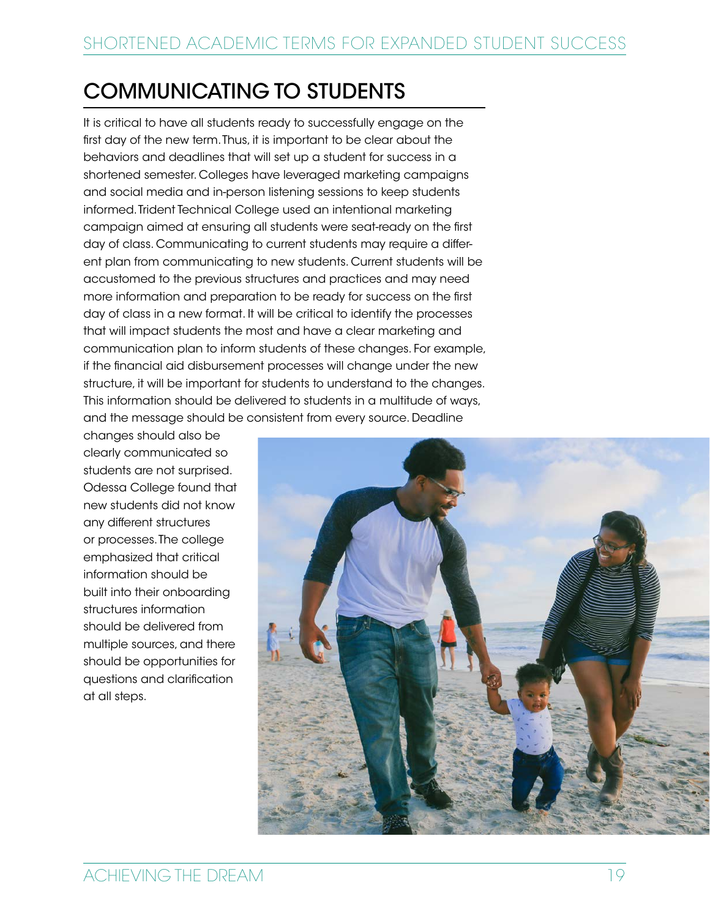## COMMUNICATING TO STUDENTS

It is critical to have all students ready to successfully engage on the first day of the new term. Thus, it is important to be clear about the behaviors and deadlines that will set up a student for success in a shortened semester. Colleges have leveraged marketing campaigns and social media and in-person listening sessions to keep students informed. Trident Technical College used an intentional marketing campaign aimed at ensuring all students were seat-ready on the first day of class. Communicating to current students may require a different plan from communicating to new students. Current students will be accustomed to the previous structures and practices and may need more information and preparation to be ready for success on the first day of class in a new format. It will be critical to identify the processes that will impact students the most and have a clear marketing and communication plan to inform students of these changes. For example, if the financial aid disbursement processes will change under the new structure, it will be important for students to understand to the changes. This information should be delivered to students in a multitude of ways, and the message should be consistent from every source. Deadline changes should also be clearly communicated so students are not surprised. Odessa College found that new students did not know any different structures or processes. The college emphasized that critical information should be built into their onboarding structures information should be delivered from multiple sources, and there should be opportunities for questions and clarification at all steps.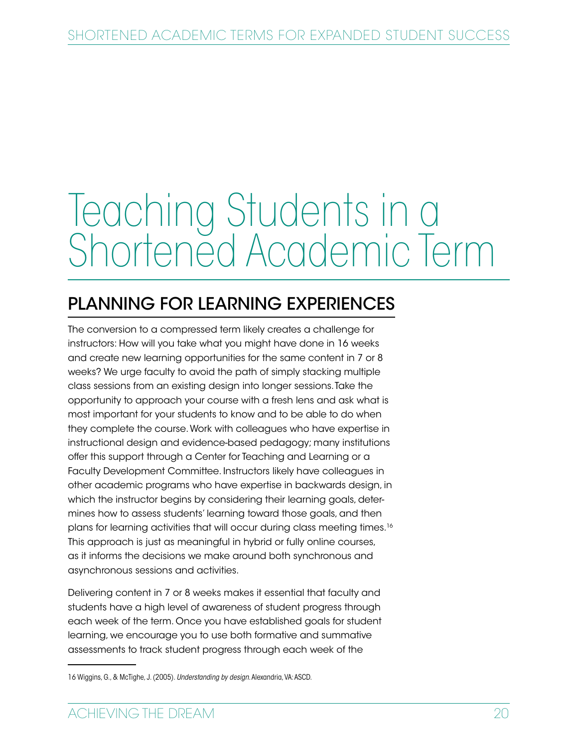# Teaching Students in a Shortened Academic Term

## PLANNING FOR LEARNING EXPERIENCES

The conversion to a compressed term likely creates a challenge for instructors: How will you take what you might have done in 16 weeks and create new learning opportunities for the same content in 7 or 8 weeks? We urge faculty to avoid the path of simply stacking multiple class sessions from an existing design into longer sessions. Take the opportunity to approach your course with a fresh lens and ask what is most important for your students to know and to be able to do when they complete the course. Work with colleagues who have expertise in instructional design and evidence-based pedagogy; many institutions offer this support through a Center for Teaching and Learning or a Faculty Development Committee. Instructors likely have colleagues in other academic programs who have expertise in backwards design, in which the instructor begins by considering their learning goals, determines how to assess students' learning toward those goals, and then plans for learning activities that will occur during class meeting times.[16] This approach is just as meaningful in hybrid or fully online courses, as it informs the decisions we make around both synchronous and asynchronous sessions and activities.

Delivering content in 7 or 8 weeks makes it essential that faculty and students have a high level of awareness of student progress through each week of the term. Once you have established goals for student learning, we encourage you to use both formative and summative assessments to track student progress through each week of the

---

16 Wiggins, G., & McTighe, J. (2005). *Understanding by design.* Alexandria, VA: ASCD.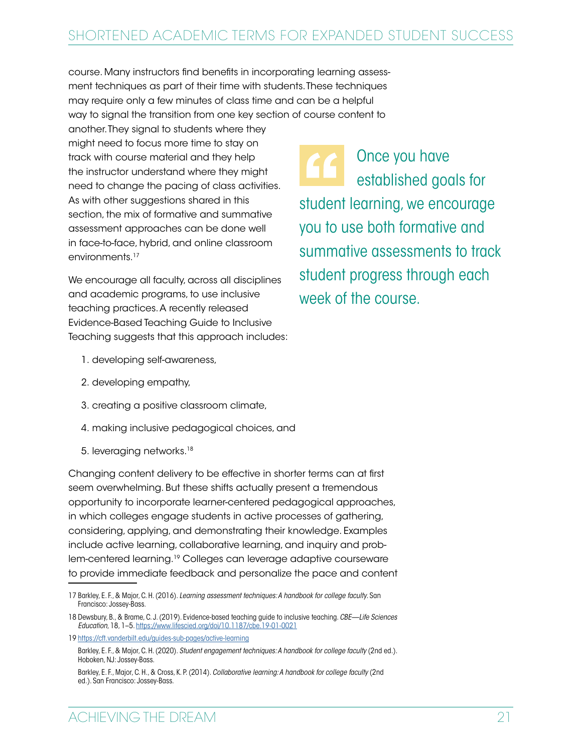course. Many instructors find benefits in incorporating learning assessment techniques as part of their time with students. These techniques may require only a few minutes of class time and can be a helpful way to signal the transition from one key section of course content to another. They signal to students where they might need to focus more time to stay on track with course material and they help the instructor understand where they might need to change the pacing of class activities. As with other suggestions shared in this section, the mix of formative and summative assessment approaches can be done well in face-to-face, hybrid, and online classroom environments.[17]

> Once you have established goals for student learning, we encourage you to use both formative and summative assessments to track student progress through each week of the course.

We encourage all faculty, across all disciplines and academic programs, to use inclusive teaching practices. A recently released Evidence-Based Teaching Guide to Inclusive Teaching suggests that this approach includes:

1. developing self-awareness,
2. developing empathy,
3. creating a positive classroom climate,
4. making inclusive pedagogical choices, and
5. leveraging networks.[18]

Changing content delivery to be effective in shorter terms can at first seem overwhelming. But these shifts actually present a tremendous opportunity to incorporate learner-centered pedagogical approaches, in which colleges engage students in active processes of gathering, considering, applying, and demonstrating their knowledge. Examples include active learning, collaborative learning, and inquiry and problem-centered learning.[19] Colleges can leverage adaptive courseware to provide immediate feedback and personalize the pace and content

---

17 Barkley, E. F., & Major, C. H. (2016). *Learning assessment techniques: A handbook for college faculty.* San Francisco: Jossey-Bass.

18 Dewsbury, B., & Brame, C. J. (2019). Evidence-based teaching guide to inclusive teaching. *CBE—Life Sciences Education*, 18, 1–5. https://www.lifescied.org/doi/10.1187/cbe.19-01-0021

19 https://cft.vanderbilt.edu/guides-sub-pages/active-learning

Barkley, E. F., & Major, C. H. (2020). *Student engagement techniques: A handbook for college faculty* (2nd ed.). Hoboken, NJ: Jossey-Bass.

Barkley, E. F., Major, C. H., & Cross, K. P. (2014). *Collaborative learning: A handbook for college faculty* (2nd ed.). San Francisco: Jossey-Bass.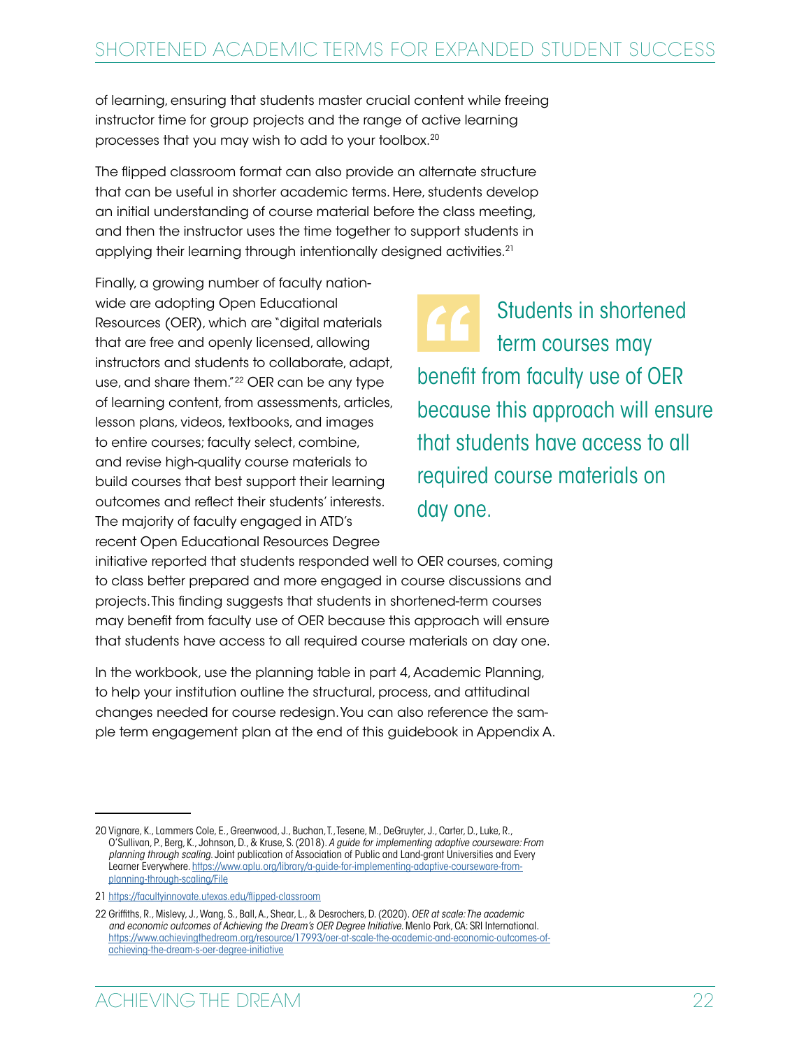of learning, ensuring that students master crucial content while freeing instructor time for group projects and the range of active learning processes that you may wish to add to your toolbox.[20]

The flipped classroom format can also provide an alternate structure that can be useful in shorter academic terms. Here, students develop an initial understanding of course material before the class meeting, and then the instructor uses the time together to support students in applying their learning through intentionally designed activities.[21]

Finally, a growing number of faculty nationwide are adopting Open Educational Resources (OER), which are "digital materials that are free and openly licensed, allowing instructors and students to collaborate, adapt, use, and share them."[22] OER can be any type of learning content, from assessments, articles, lesson plans, videos, textbooks, and images to entire courses; faculty select, combine, and revise high-quality course materials to build courses that best support their learning outcomes and reflect their students' interests. The majority of faculty engaged in ATD's recent Open Educational Resources Degree initiative reported that students responded well to OER courses, coming to class better prepared and more engaged in course discussions and projects. This finding suggests that students in shortened-term courses may benefit from faculty use of OER because this approach will ensure that students have access to all required course materials on day one.

> Students in shortened term courses may benefit from faculty use of OER because this approach will ensure that students have access to all required course materials on day one.

In the workbook, use the planning table in part 4, Academic Planning, to help your institution outline the structural, process, and attitudinal changes needed for course redesign. You can also reference the sample term engagement plan at the end of this guidebook in Appendix A.

---

20 Vignare, K., Lammers Cole, E., Greenwood, J., Buchan, T., Tesene, M., DeGruyter, J., Carter, D., Luke, R., O'Sullivan, P., Berg, K., Johnson, D., & Kruse, S. (2018). *A guide for implementing adaptive courseware: From planning through scaling.* Joint publication of Association of Public and Land-grant Universities and Every Learner Everywhere. https://www.aplu.org/library/a-guide-for-implementing-adaptive-courseware-from-planning-through-scaling/File

21 https://facultyinnovate.utexas.edu/flipped-classroom

22 Griffiths, R., Mislevy, J., Wang, S., Ball, A., Shear, L., & Desrochers, D. (2020). *OER at scale: The academic and economic outcomes of Achieving the Dream's OER Degree Initiative.* Menlo Park, CA: SRI International. https://www.achievingthedream.org/resource/17993/oer-at-scale-the-academic-and-economic-outcomes-of-achieving-the-dream-s-oer-degree-initiative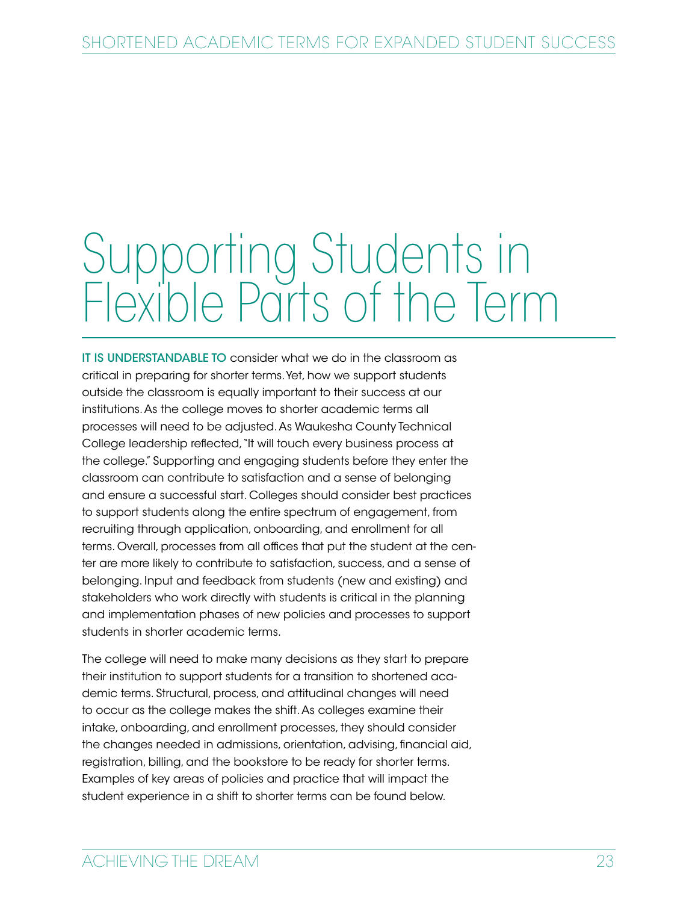# Supporting Students in Flexible Parts of the Term

IT IS UNDERSTANDABLE TO consider what we do in the classroom as critical in preparing for shorter terms. Yet, how we support students outside the classroom is equally important to their success at our institutions. As the college moves to shorter academic terms all processes will need to be adjusted. As Waukesha County Technical College leadership reflected, "It will touch every business process at the college." Supporting and engaging students before they enter the classroom can contribute to satisfaction and a sense of belonging and ensure a successful start. Colleges should consider best practices to support students along the entire spectrum of engagement, from recruiting through application, onboarding, and enrollment for all terms. Overall, processes from all offices that put the student at the center are more likely to contribute to satisfaction, success, and a sense of belonging. Input and feedback from students (new and existing) and stakeholders who work directly with students is critical in the planning and implementation phases of new policies and processes to support students in shorter academic terms.

The college will need to make many decisions as they start to prepare their institution to support students for a transition to shortened academic terms. Structural, process, and attitudinal changes will need to occur as the college makes the shift. As colleges examine their intake, onboarding, and enrollment processes, they should consider the changes needed in admissions, orientation, advising, financial aid, registration, billing, and the bookstore to be ready for shorter terms. Examples of key areas of policies and practice that will impact the student experience in a shift to shorter terms can be found below.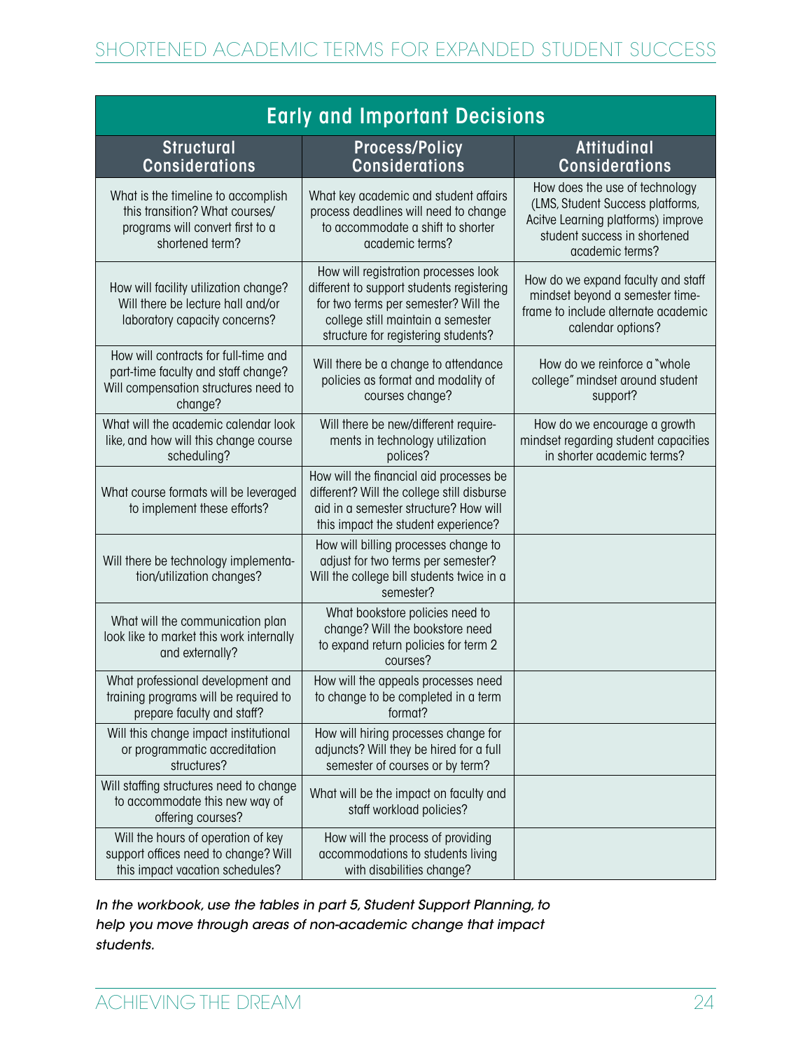| Early and Important Decisions | | |
|---|---|---|
| **Structural Considerations** | **Process/Policy Considerations** | **Attitudinal Considerations** |
| What is the timeline to accomplish this transition? What courses/ programs will convert first to a shortened term? | What key academic and student affairs process deadlines will need to change to accommodate a shift to shorter academic terms? | How does the use of technology (LMS, Student Success platforms, Acitve Learning platforms) improve student success in shortened academic terms? |
| How will facility utilization change? Will there be lecture hall and/or laboratory capacity concerns? | How will registration processes look different to support students registering for two terms per semester? Will the college still maintain a semester structure for registering students? | How do we expand faculty and staff mindset beyond a semester time-frame to include alternate academic calendar options? |
| How will contracts for full-time and part-time faculty and staff change? Will compensation structures need to change? | Will there be a change to attendance policies as format and modality of courses change? | How do we reinforce a "whole college" mindset around student support? |
| What will the academic calendar look like, and how will this change course scheduling? | Will there be new/different require-ments in technology utilization polices? | How do we encourage a growth mindset regarding student capacities in shorter academic terms? |
| What course formats will be leveraged to implement these efforts? | How will the financial aid processes be different? Will the college still disburse aid in a semester structure? How will this impact the student experience? | |
| Will there be technology implementa-tion/utilization changes? | How will billing processes change to adjust for two terms per semester? Will the college bill students twice in a semester? | |
| What will the communication plan look like to market this work internally and externally? | What bookstore policies need to change? Will the bookstore need to expand return policies for term 2 courses? | |
| What professional development and training programs will be required to prepare faculty and staff? | How will the appeals processes need to change to be completed in a term format? | |
| Will this change impact institutional or programmatic accreditation structures? | How will hiring processes change for adjuncts? Will they be hired for a full semester of courses or by term? | |
| Will staffing structures need to change to accommodate this new way of offering courses? | What will be the impact on faculty and staff workload policies? | |
| Will the hours of operation of key support offices need to change? Will this impact vacation schedules? | How will the process of providing accommodations to students living with disabilities change? | |

*In the workbook, use the tables in part 5, Student Support Planning, to help you move through areas of non-academic change that impact students.*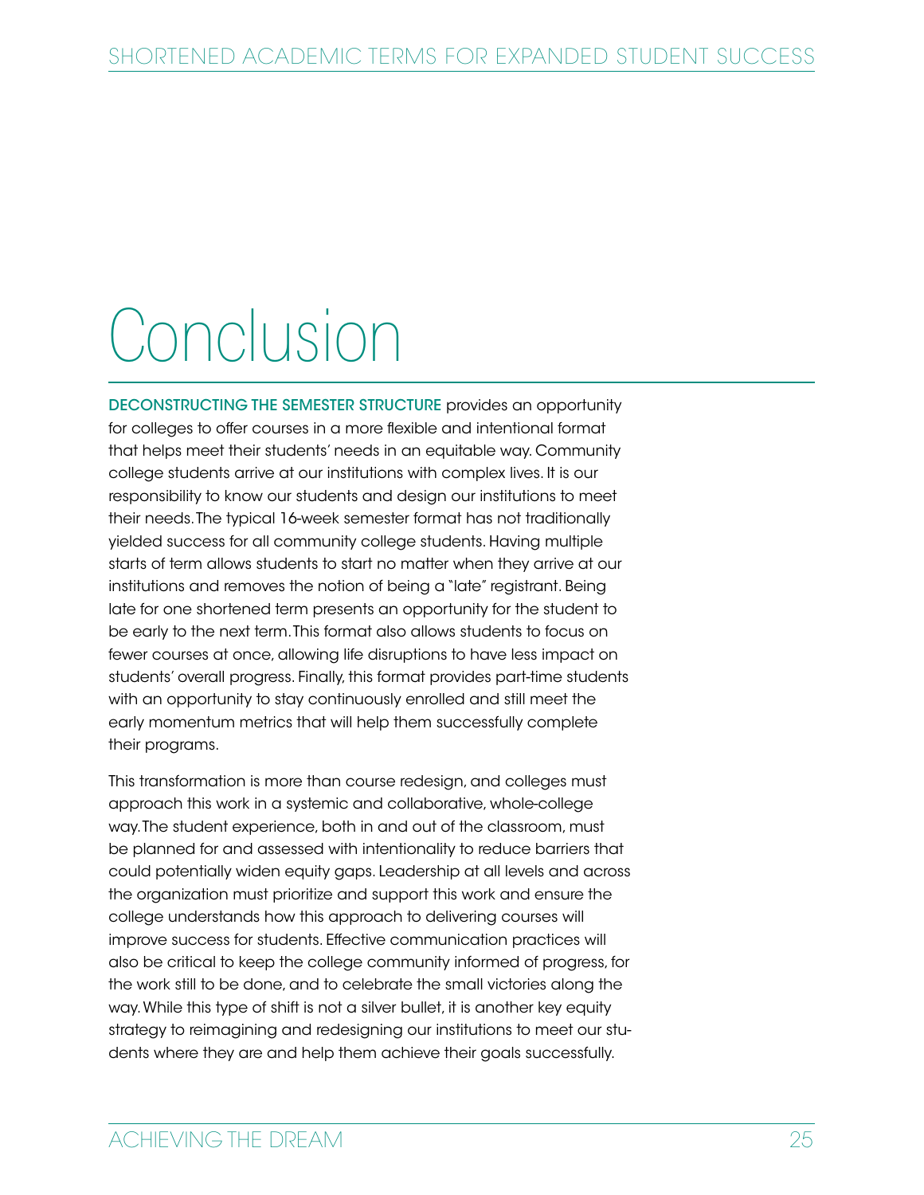# Conclusion

**DECONSTRUCTING THE SEMESTER STRUCTURE** provides an opportunity for colleges to offer courses in a more flexible and intentional format that helps meet their students' needs in an equitable way. Community college students arrive at our institutions with complex lives. It is our responsibility to know our students and design our institutions to meet their needs. The typical 16-week semester format has not traditionally yielded success for all community college students. Having multiple starts of term allows students to start no matter when they arrive at our institutions and removes the notion of being a "late" registrant. Being late for one shortened term presents an opportunity for the student to be early to the next term. This format also allows students to focus on fewer courses at once, allowing life disruptions to have less impact on students' overall progress. Finally, this format provides part-time students with an opportunity to stay continuously enrolled and still meet the early momentum metrics that will help them successfully complete their programs.

This transformation is more than course redesign, and colleges must approach this work in a systemic and collaborative, whole-college way. The student experience, both in and out of the classroom, must be planned for and assessed with intentionality to reduce barriers that could potentially widen equity gaps. Leadership at all levels and across the organization must prioritize and support this work and ensure the college understands how this approach to delivering courses will improve success for students. Effective communication practices will also be critical to keep the college community informed of progress, for the work still to be done, and to celebrate the small victories along the way. While this type of shift is not a silver bullet, it is another key equity strategy to reimagining and redesigning our institutions to meet our students where they are and help them achieve their goals successfully.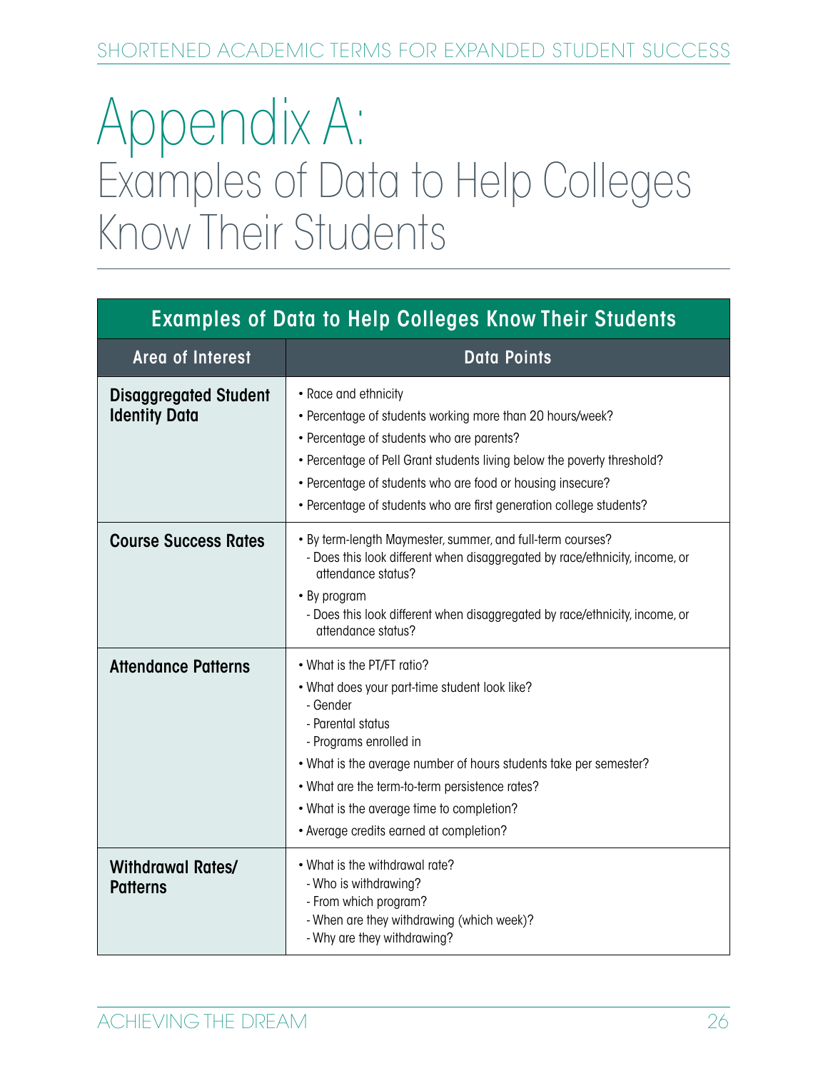# Appendix A: Examples of Data to Help Colleges Know Their Students

| Examples of Data to Help Colleges Know Their Students | |
|---|---|
| **Area of Interest** | **Data Points** |
| **Disaggregated Student Identity Data** | • Race and ethnicity<br>• Percentage of students working more than 20 hours/week?<br>• Percentage of students who are parents?<br>• Percentage of Pell Grant students living below the poverty threshold?<br>• Percentage of students who are food or housing insecure?<br>• Percentage of students who are first generation college students? |
| **Course Success Rates** | • By term-length Maymester, summer, and full-term courses?<br>- Does this look different when disaggregated by race/ethnicity, income, or attendance status?<br>• By program<br>- Does this look different when disaggregated by race/ethnicity, income, or attendance status? |
| **Attendance Patterns** | • What is the PT/FT ratio?<br>• What does your part-time student look like?<br>- Gender<br>- Parental status<br>- Programs enrolled in<br>• What is the average number of hours students take per semester?<br>• What are the term-to-term persistence rates?<br>• What is the average time to completion?<br>• Average credits earned at completion? |
| **Withdrawal Rates/ Patterns** | • What is the withdrawal rate?<br>- Who is withdrawing?<br>- From which program?<br>- When are they withdrawing (which week)?<br>- Why are they withdrawing? |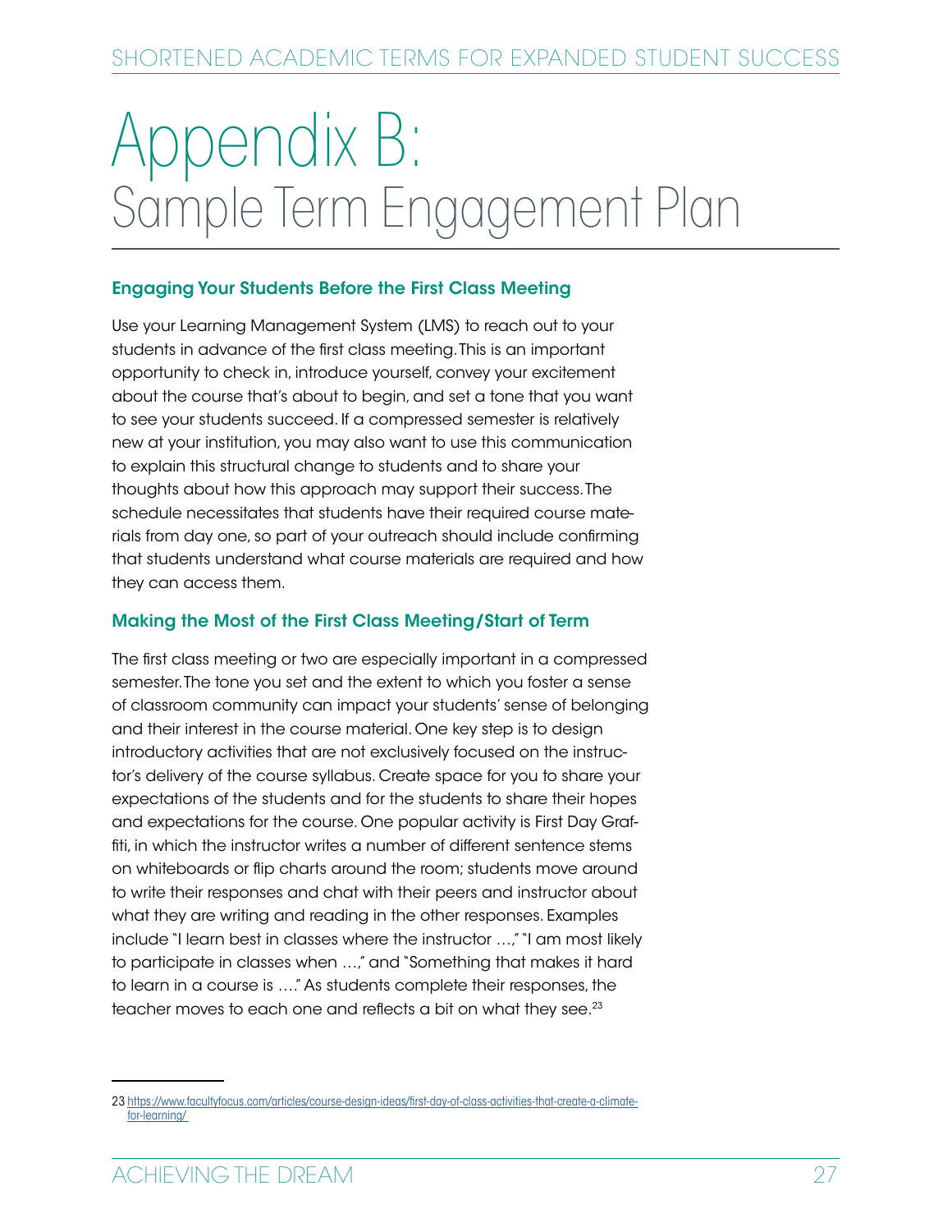# Appendix B: Sample Term Engagement Plan

### Engaging Your Students Before the First Class Meeting

Use your Learning Management System (LMS) to reach out to your students in advance of the first class meeting. This is an important opportunity to check in, introduce yourself, convey your excitement about the course that's about to begin, and set a tone that you want to see your students succeed. If a compressed semester is relatively new at your institution, you may also want to use this communication to explain this structural change to students and to share your thoughts about how this approach may support their success. The schedule necessitates that students have their required course materials from day one, so part of your outreach should include confirming that students understand what course materials are required and how they can access them.

### Making the Most of the First Class Meeting/Start of Term

The first class meeting or two are especially important in a compressed semester. The tone you set and the extent to which you foster a sense of classroom community can impact your students' sense of belonging and their interest in the course material. One key step is to design introductory activities that are not exclusively focused on the instructor's delivery of the course syllabus. Create space for you to share your expectations of the students and for the students to share their hopes and expectations for the course. One popular activity is First Day Graffiti, in which the instructor writes a number of different sentence stems on whiteboards or flip charts around the room; students move around to write their responses and chat with their peers and instructor about what they are writing and reading in the other responses. Examples include "I learn best in classes where the instructor …," "I am most likely to participate in classes when …," and "Something that makes it hard to learn in a course is …." As students complete their responses, the teacher moves to each one and reflects a bit on what they see.[23]

---

23 https://www.facultyfocus.com/articles/course-design-ideas/first-day-of-class-activities-that-create-a-climate-for-learning/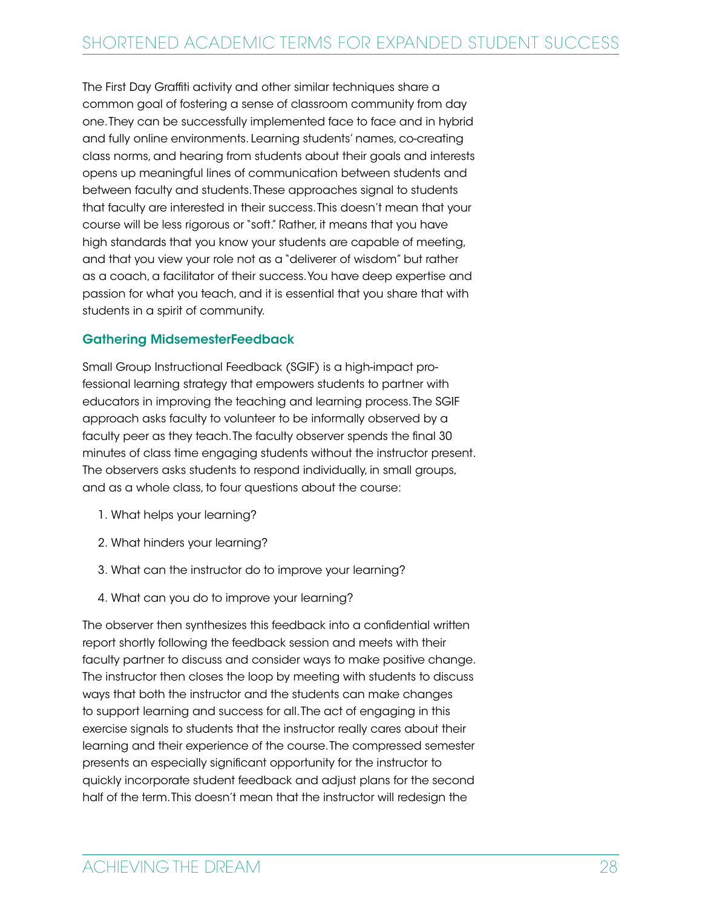The First Day Graffiti activity and other similar techniques share a common goal of fostering a sense of classroom community from day one. They can be successfully implemented face to face and in hybrid and fully online environments. Learning students' names, co-creating class norms, and hearing from students about their goals and interests opens up meaningful lines of communication between students and between faculty and students. These approaches signal to students that faculty are interested in their success. This doesn't mean that your course will be less rigorous or "soft." Rather, it means that you have high standards that you know your students are capable of meeting, and that you view your role not as a "deliverer of wisdom" but rather as a coach, a facilitator of their success. You have deep expertise and passion for what you teach, and it is essential that you share that with students in a spirit of community.

### Gathering MidsemesterFeedback

Small Group Instructional Feedback (SGIF) is a high-impact professional learning strategy that empowers students to partner with educators in improving the teaching and learning process. The SGIF approach asks faculty to volunteer to be informally observed by a faculty peer as they teach. The faculty observer spends the final 30 minutes of class time engaging students without the instructor present. The observers asks students to respond individually, in small groups, and as a whole class, to four questions about the course:

1. What helps your learning?
2. What hinders your learning?
3. What can the instructor do to improve your learning?
4. What can you do to improve your learning?

The observer then synthesizes this feedback into a confidential written report shortly following the feedback session and meets with their faculty partner to discuss and consider ways to make positive change. The instructor then closes the loop by meeting with students to discuss ways that both the instructor and the students can make changes to support learning and success for all. The act of engaging in this exercise signals to students that the instructor really cares about their learning and their experience of the course. The compressed semester presents an especially significant opportunity for the instructor to quickly incorporate student feedback and adjust plans for the second half of the term. This doesn't mean that the instructor will redesign the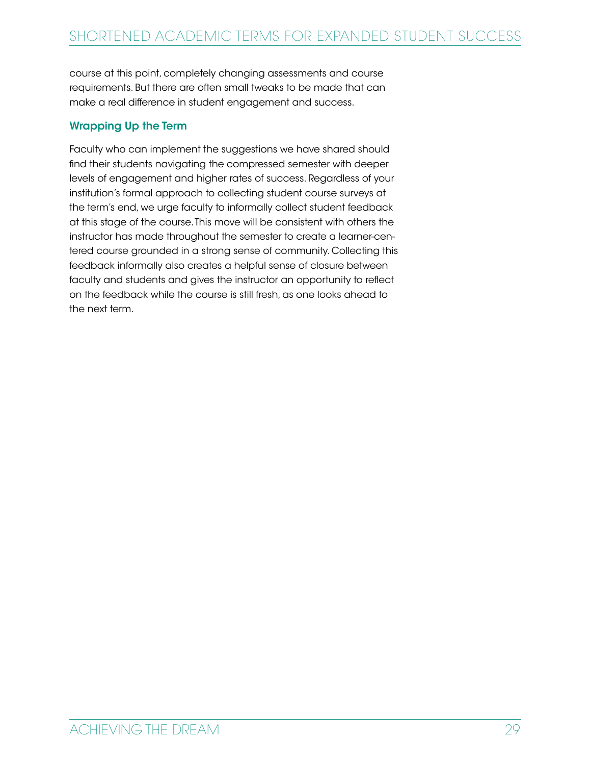course at this point, completely changing assessments and course requirements. But there are often small tweaks to be made that can make a real difference in student engagement and success.

### Wrapping Up the Term

Faculty who can implement the suggestions we have shared should find their students navigating the compressed semester with deeper levels of engagement and higher rates of success. Regardless of your institution's formal approach to collecting student course surveys at the term's end, we urge faculty to informally collect student feedback at this stage of the course. This move will be consistent with others the instructor has made throughout the semester to create a learner-centered course grounded in a strong sense of community. Collecting this feedback informally also creates a helpful sense of closure between faculty and students and gives the instructor an opportunity to reflect on the feedback while the course is still fresh, as one looks ahead to the next term.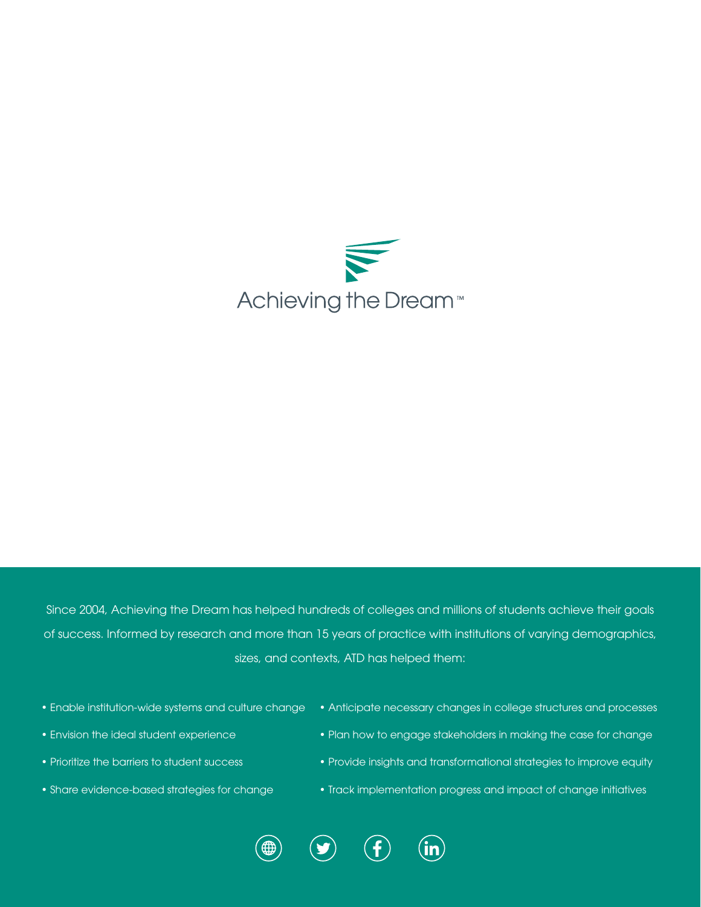Achieving the Dream™

Since 2004, Achieving the Dream has helped hundreds of colleges and millions of students achieve their goals of success. Informed by research and more than 15 years of practice with institutions of varying demographics, sizes, and contexts, ATD has helped them:

- Enable institution-wide systems and culture change
- Envision the ideal student experience
- Prioritize the barriers to student success
- Share evidence-based strategies for change
- Anticipate necessary changes in college structures and processes
- Plan how to engage stakeholders in making the case for change
- Provide insights and transformational strategies to improve equity
- Track implementation progress and impact of change initiatives